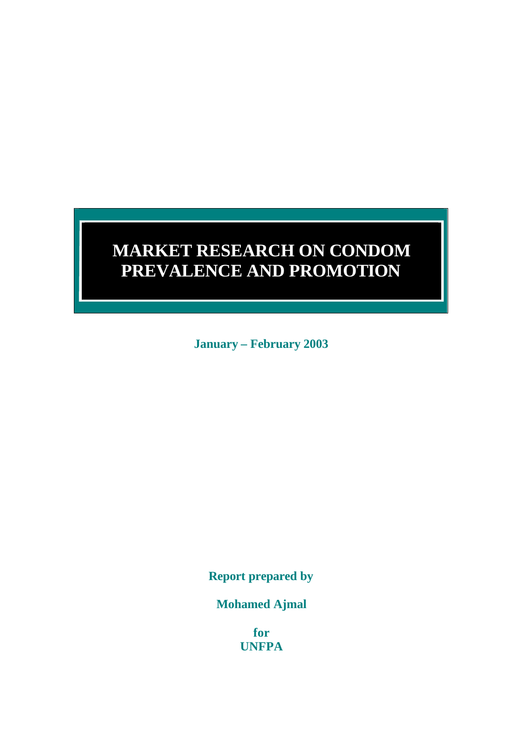# MARKET RESEARCH ON CONDOM PREVALENCE AND PROMOTION

**January – February 2003**

**Report prepared by**

**Mohamed Ajmal**

**for**
**UNFPA**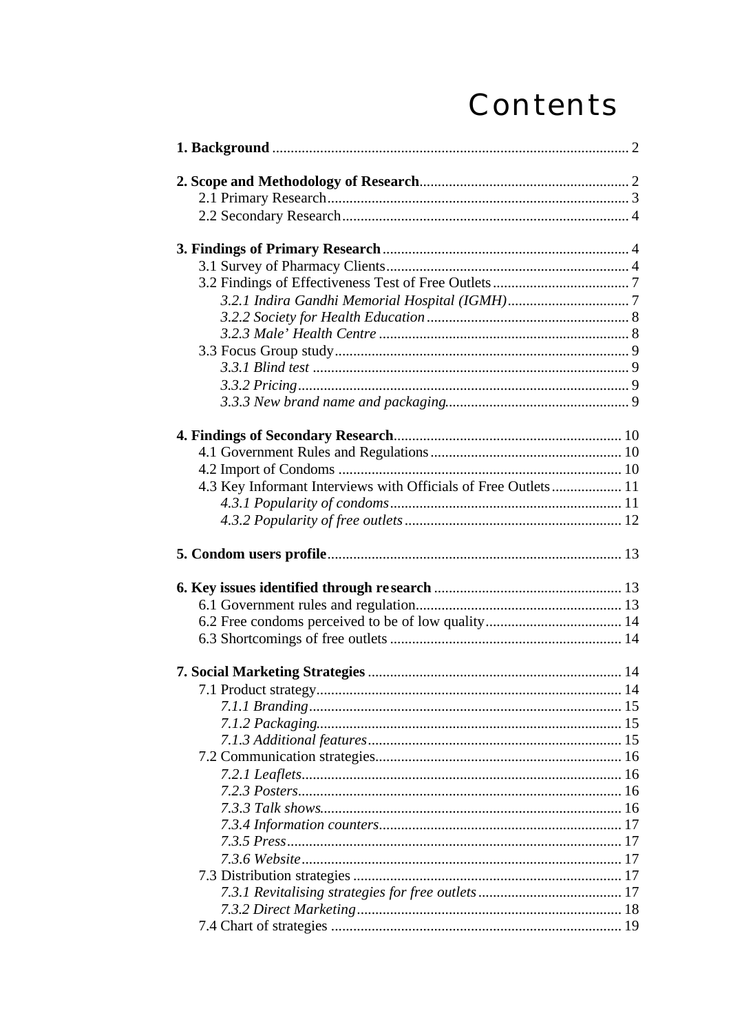# Contents

**1. Background** ................................................................................................ 2

**2. Scope and Methodology of Research**........................................................ 2
- 2.1 Primary Research.................................................................................. 3
- 2.2 Secondary Research.............................................................................. 4

**3. Findings of Primary Research** .................................................................. 4
- 3.1 Survey of Pharmacy Clients.................................................................. 4
- 3.2 Findings of Effectiveness Test of Free Outlets..................................... 7
  - *3.2.1 Indira Gandhi Memorial Hospital (IGMH)*................................. 7
  - *3.2.2 Society for Health Education*....................................................... 8
  - *3.2.3 Male' Health Centre* .................................................................... 8
- 3.3 Focus Group study................................................................................ 9
  - *3.3.1 Blind test* ..................................................................................... 9
  - *3.3.2 Pricing*......................................................................................... 9
  - *3.3.3 New brand name and packaging*................................................. 9

**4. Findings of Secondary Research**............................................................. 10
- 4.1 Government Rules and Regulations.................................................... 10
- 4.2 Import of Condoms ............................................................................. 10
- 4.3 Key Informant Interviews with Officials of Free Outlets................... 11
  - *4.3.1 Popularity of condoms*.............................................................. 11
  - *4.3.2 Popularity of free outlets*........................................................... 12

**5. Condom users profile**............................................................................... 13

**6. Key issues identified through research** .................................................. 13
- 6.1 Government rules and regulation........................................................ 13
- 6.2 Free condoms perceived to be of low quality..................................... 14
- 6.3 Shortcomings of free outlets ............................................................... 14

**7. Social Marketing Strategies** ..................................................................... 14
- 7.1 Product strategy................................................................................... 14
  - *7.1.1 Branding*.................................................................................... 15
  - *7.1.2 Packaging*.................................................................................. 15
  - *7.1.3 Additional features*.................................................................... 15
- 7.2 Communication strategies................................................................... 16
  - *7.2.1 Leaflets*...................................................................................... 16
  - *7.2.3 Posters*....................................................................................... 16
  - *7.3.3 Talk shows*................................................................................. 16
  - *7.3.4 Information counters*................................................................. 17
  - *7.3.5 Press*.......................................................................................... 17
  - *7.3.6 Website*...................................................................................... 17
- 7.3 Distribution strategies ......................................................................... 17
  - *7.3.1 Revitalising strategies for free outlets*....................................... 17
  - *7.3.2 Direct Marketing*....................................................................... 18
- 7.4 Chart of strategies ............................................................................... 19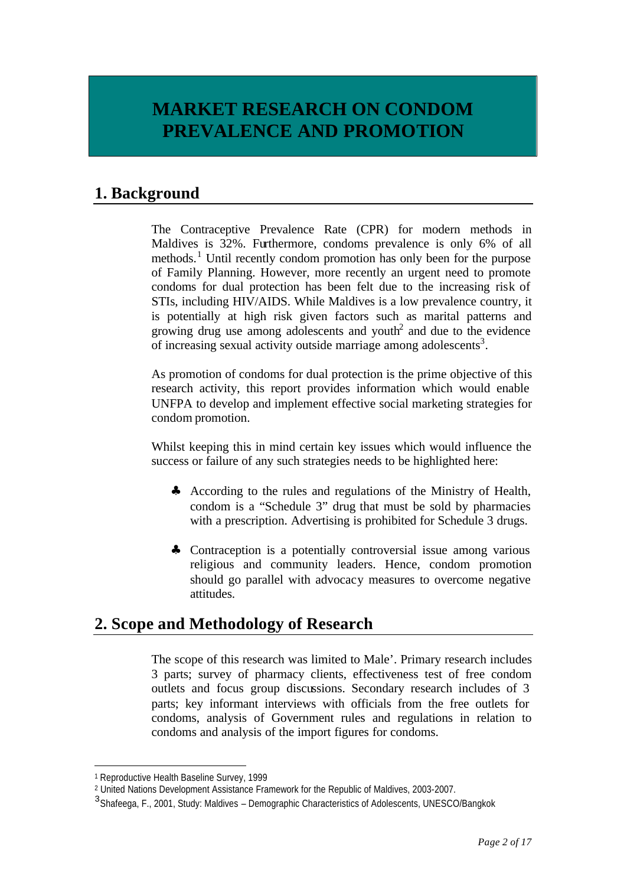# MARKET RESEARCH ON CONDOM PREVALENCE AND PROMOTION

## 1. Background

The Contraceptive Prevalence Rate (CPR) for modern methods in Maldives is 32%. Furthermore, condoms prevalence is only 6% of all methods.[1] Until recently condom promotion has only been for the purpose of Family Planning. However, more recently an urgent need to promote condoms for dual protection has been felt due to the increasing risk of STIs, including HIV/AIDS. While Maldives is a low prevalence country, it is potentially at high risk given factors such as marital patterns and growing drug use among adolescents and youth[2] and due to the evidence of increasing sexual activity outside marriage among adolescents[3].

As promotion of condoms for dual protection is the prime objective of this research activity, this report provides information which would enable UNFPA to develop and implement effective social marketing strategies for condom promotion.

Whilst keeping this in mind certain key issues which would influence the success or failure of any such strategies needs to be highlighted here:

- ♣ According to the rules and regulations of the Ministry of Health, condom is a "Schedule 3" drug that must be sold by pharmacies with a prescription. Advertising is prohibited for Schedule 3 drugs.
- ♣ Contraception is a potentially controversial issue among various religious and community leaders. Hence, condom promotion should go parallel with advocacy measures to overcome negative attitudes.

## 2. Scope and Methodology of Research

The scope of this research was limited to Male'. Primary research includes 3 parts; survey of pharmacy clients, effectiveness test of free condom outlets and focus group discussions. Secondary research includes of 3 parts; key informant interviews with officials from the free outlets for condoms, analysis of Government rules and regulations in relation to condoms and analysis of the import figures for condoms.

---

[1] Reproductive Health Baseline Survey, 1999

[2] United Nations Development Assistance Framework for the Republic of Maldives, 2003-2007.

[3] Shafeega, F., 2001, Study: Maldives – Demographic Characteristics of Adolescents, UNESCO/Bangkok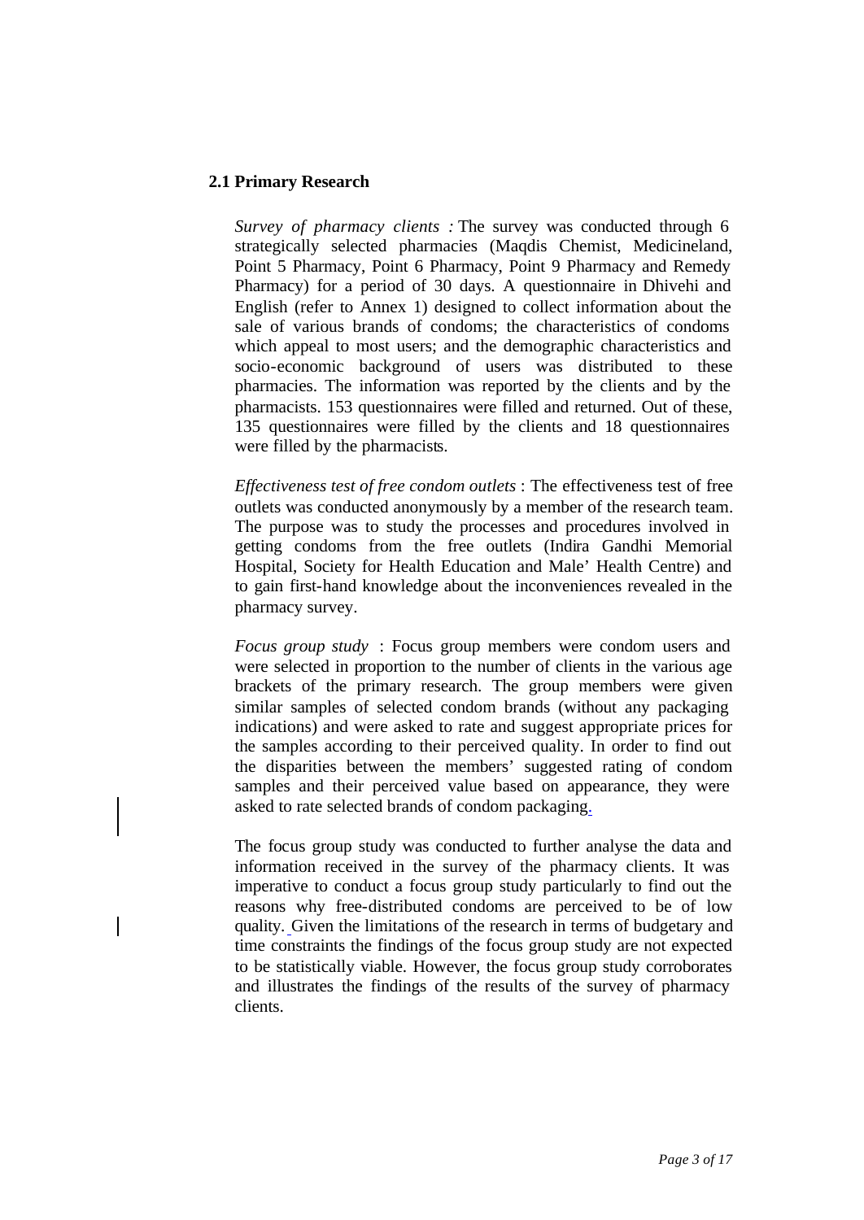## 2.1 Primary Research

*Survey of pharmacy clients :* The survey was conducted through 6 strategically selected pharmacies (Maqdis Chemist, Medicineland, Point 5 Pharmacy, Point 6 Pharmacy, Point 9 Pharmacy and Remedy Pharmacy) for a period of 30 days. A questionnaire in Dhivehi and English (refer to Annex 1) designed to collect information about the sale of various brands of condoms; the characteristics of condoms which appeal to most users; and the demographic characteristics and socio-economic background of users was distributed to these pharmacies. The information was reported by the clients and by the pharmacists. 153 questionnaires were filled and returned. Out of these, 135 questionnaires were filled by the clients and 18 questionnaires were filled by the pharmacists.

*Effectiveness test of free condom outlets* : The effectiveness test of free outlets was conducted anonymously by a member of the research team. The purpose was to study the processes and procedures involved in getting condoms from the free outlets (Indira Gandhi Memorial Hospital, Society for Health Education and Male' Health Centre) and to gain first-hand knowledge about the inconveniences revealed in the pharmacy survey.

*Focus group study* : Focus group members were condom users and were selected in proportion to the number of clients in the various age brackets of the primary research. The group members were given similar samples of selected condom brands (without any packaging indications) and were asked to rate and suggest appropriate prices for the samples according to their perceived quality. In order to find out the disparities between the members' suggested rating of condom samples and their perceived value based on appearance, they were asked to rate selected brands of condom packaging.

The focus group study was conducted to further analyse the data and information received in the survey of the pharmacy clients. It was imperative to conduct a focus group study particularly to find out the reasons why free-distributed condoms are perceived to be of low quality. Given the limitations of the research in terms of budgetary and time constraints the findings of the focus group study are not expected to be statistically viable. However, the focus group study corroborates and illustrates the findings of the results of the survey of pharmacy clients.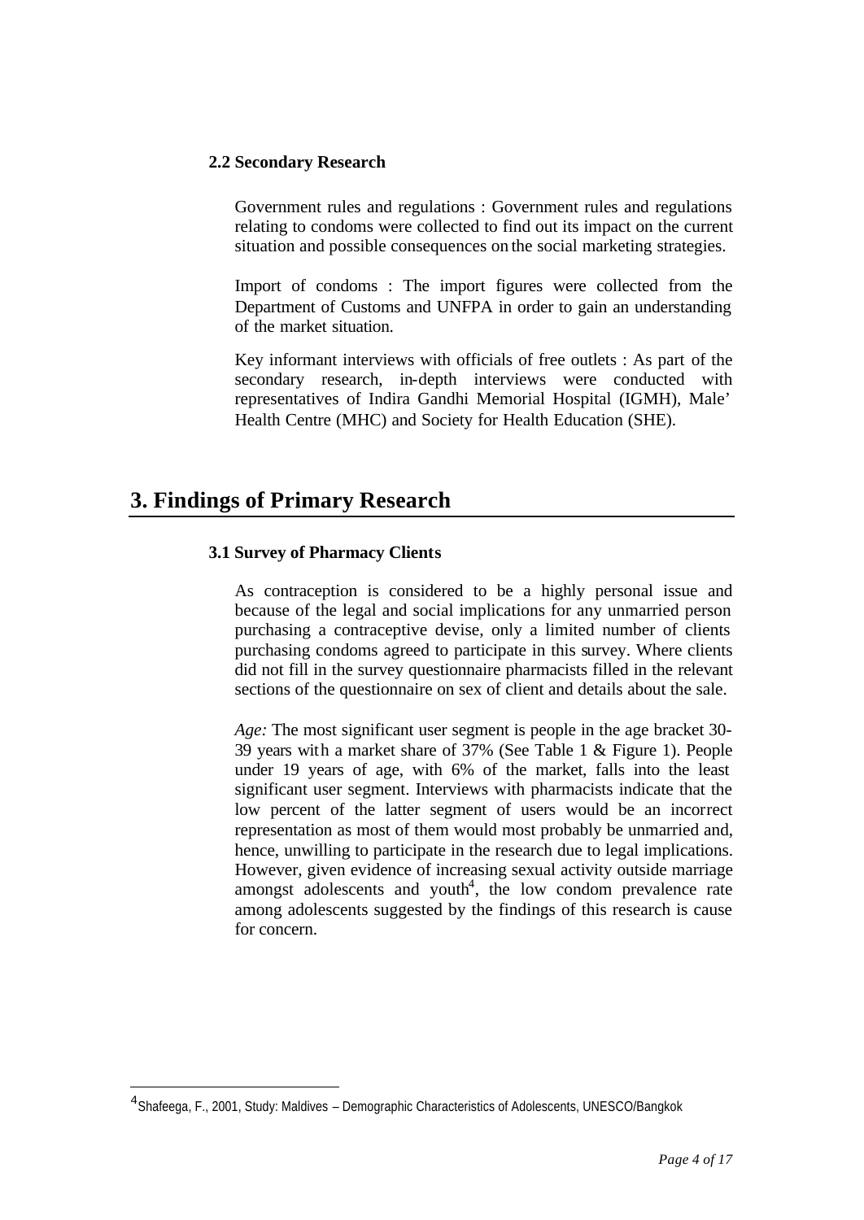### 2.2 Secondary Research

Government rules and regulations : Government rules and regulations relating to condoms were collected to find out its impact on the current situation and possible consequences on the social marketing strategies.

Import of condoms : The import figures were collected from the Department of Customs and UNFPA in order to gain an understanding of the market situation.

Key informant interviews with officials of free outlets : As part of the secondary research, in-depth interviews were conducted with representatives of Indira Gandhi Memorial Hospital (IGMH), Male' Health Centre (MHC) and Society for Health Education (SHE).

# 3. Findings of Primary Research

### 3.1 Survey of Pharmacy Clients

As contraception is considered to be a highly personal issue and because of the legal and social implications for any unmarried person purchasing a contraceptive devise, only a limited number of clients purchasing condoms agreed to participate in this survey. Where clients did not fill in the survey questionnaire pharmacists filled in the relevant sections of the questionnaire on sex of client and details about the sale.

*Age:* The most significant user segment is people in the age bracket 30-39 years with a market share of 37% (See Table 1 & Figure 1). People under 19 years of age, with 6% of the market, falls into the least significant user segment. Interviews with pharmacists indicate that the low percent of the latter segment of users would be an incorrect representation as most of them would most probably be unmarried and, hence, unwilling to participate in the research due to legal implications. However, given evidence of increasing sexual activity outside marriage amongst adolescents and youth[4], the low condom prevalence rate among adolescents suggested by the findings of this research is cause for concern.

[4] Shafeega, F., 2001, Study: Maldives – Demographic Characteristics of Adolescents, UNESCO/Bangkok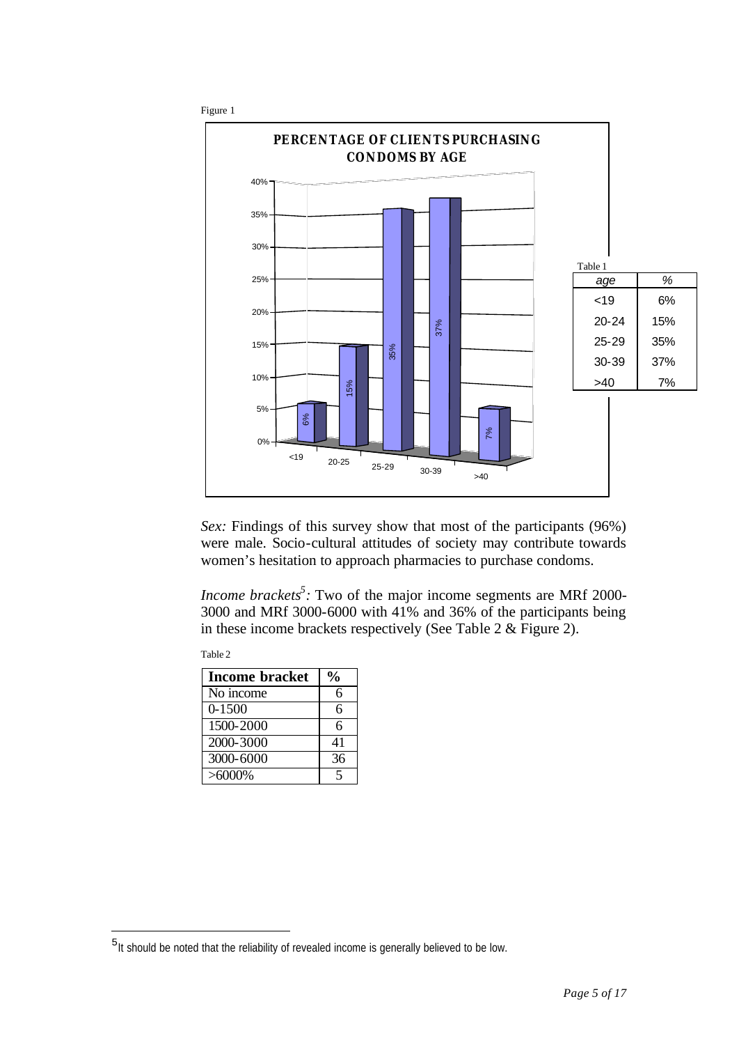Figure 1

**PERCENTAGE OF CLIENTS PURCHASING CONDOMS BY AGE**

Table 1

| age | % |
|---|---|
| <19 | 6% |
| 20-24 | 15% |
| 25-29 | 35% |
| 30-39 | 37% |
| >40 | 7% |

*Sex:* Findings of this survey show that most of the participants (96%) were male. Socio-cultural attitudes of society may contribute towards women's hesitation to approach pharmacies to purchase condoms.

*Income brackets*[5]*:* Two of the major income segments are MRf 2000-3000 and MRf 3000-6000 with 41% and 36% of the participants being in these income brackets respectively (See Table 2 & Figure 2).

Table 2

| Income bracket | % |
|---|---|
| No income | 6 |
| 0-1500 | 6 |
| 1500-2000 | 6 |
| 2000-3000 | 41 |
| 3000-6000 | 36 |
| >6000% | 5 |

[5] It should be noted that the reliability of revealed income is generally believed to be low.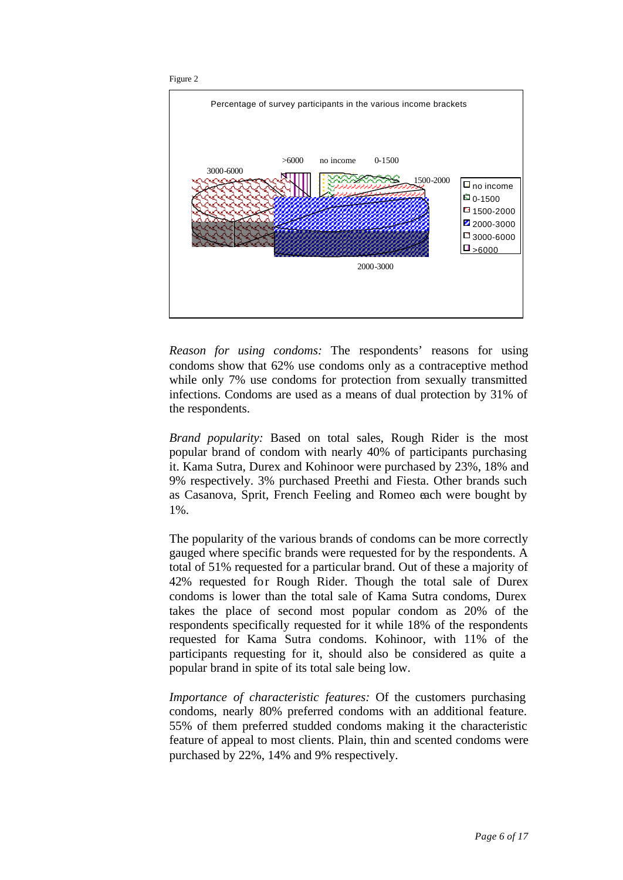Figure 2

Percentage of survey participants in the various income brackets

*Reason for using condoms:* The respondents' reasons for using condoms show that 62% use condoms only as a contraceptive method while only 7% use condoms for protection from sexually transmitted infections. Condoms are used as a means of dual protection by 31% of the respondents.

*Brand popularity:* Based on total sales, Rough Rider is the most popular brand of condom with nearly 40% of participants purchasing it. Kama Sutra, Durex and Kohinoor were purchased by 23%, 18% and 9% respectively. 3% purchased Preethi and Fiesta. Other brands such as Casanova, Sprit, French Feeling and Romeo each were bought by 1%.

The popularity of the various brands of condoms can be more correctly gauged where specific brands were requested for by the respondents. A total of 51% requested for a particular brand. Out of these a majority of 42% requested for Rough Rider. Though the total sale of Durex condoms is lower than the total sale of Kama Sutra condoms, Durex takes the place of second most popular condom as 20% of the respondents specifically requested for it while 18% of the respondents requested for Kama Sutra condoms. Kohinoor, with 11% of the participants requesting for it, should also be considered as quite a popular brand in spite of its total sale being low.

*Importance of characteristic features:* Of the customers purchasing condoms, nearly 80% preferred condoms with an additional feature. 55% of them preferred studded condoms making it the characteristic feature of appeal to most clients. Plain, thin and scented condoms were purchased by 22%, 14% and 9% respectively.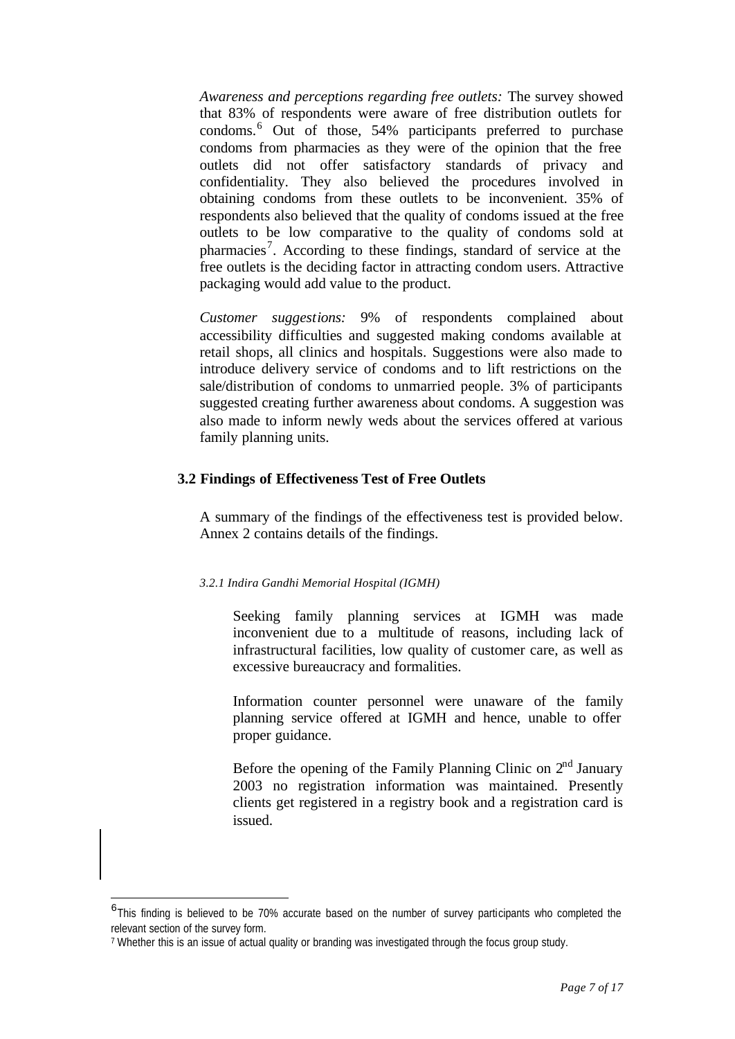*Awareness and perceptions regarding free outlets:* The survey showed that 83% of respondents were aware of free distribution outlets for condoms.[6] Out of those, 54% participants preferred to purchase condoms from pharmacies as they were of the opinion that the free outlets did not offer satisfactory standards of privacy and confidentiality. They also believed the procedures involved in obtaining condoms from these outlets to be inconvenient. 35% of respondents also believed that the quality of condoms issued at the free outlets to be low comparative to the quality of condoms sold at pharmacies[7]. According to these findings, standard of service at the free outlets is the deciding factor in attracting condom users. Attractive packaging would add value to the product.

*Customer suggestions:* 9% of respondents complained about accessibility difficulties and suggested making condoms available at retail shops, all clinics and hospitals. Suggestions were also made to introduce delivery service of condoms and to lift restrictions on the sale/distribution of condoms to unmarried people. 3% of participants suggested creating further awareness about condoms. A suggestion was also made to inform newly weds about the services offered at various family planning units.

## 3.2 Findings of Effectiveness Test of Free Outlets

A summary of the findings of the effectiveness test is provided below. Annex 2 contains details of the findings.

#### *3.2.1 Indira Gandhi Memorial Hospital (IGMH)*

Seeking family planning services at IGMH was made inconvenient due to a multitude of reasons, including lack of infrastructural facilities, low quality of customer care, as well as excessive bureaucracy and formalities.

Information counter personnel were unaware of the family planning service offered at IGMH and hence, unable to offer proper guidance.

Before the opening of the Family Planning Clinic on 2nd January 2003 no registration information was maintained. Presently clients get registered in a registry book and a registration card is issued.

---

[6] This finding is believed to be 70% accurate based on the number of survey participants who completed the relevant section of the survey form.

[7] Whether this is an issue of actual quality or branding was investigated through the focus group study.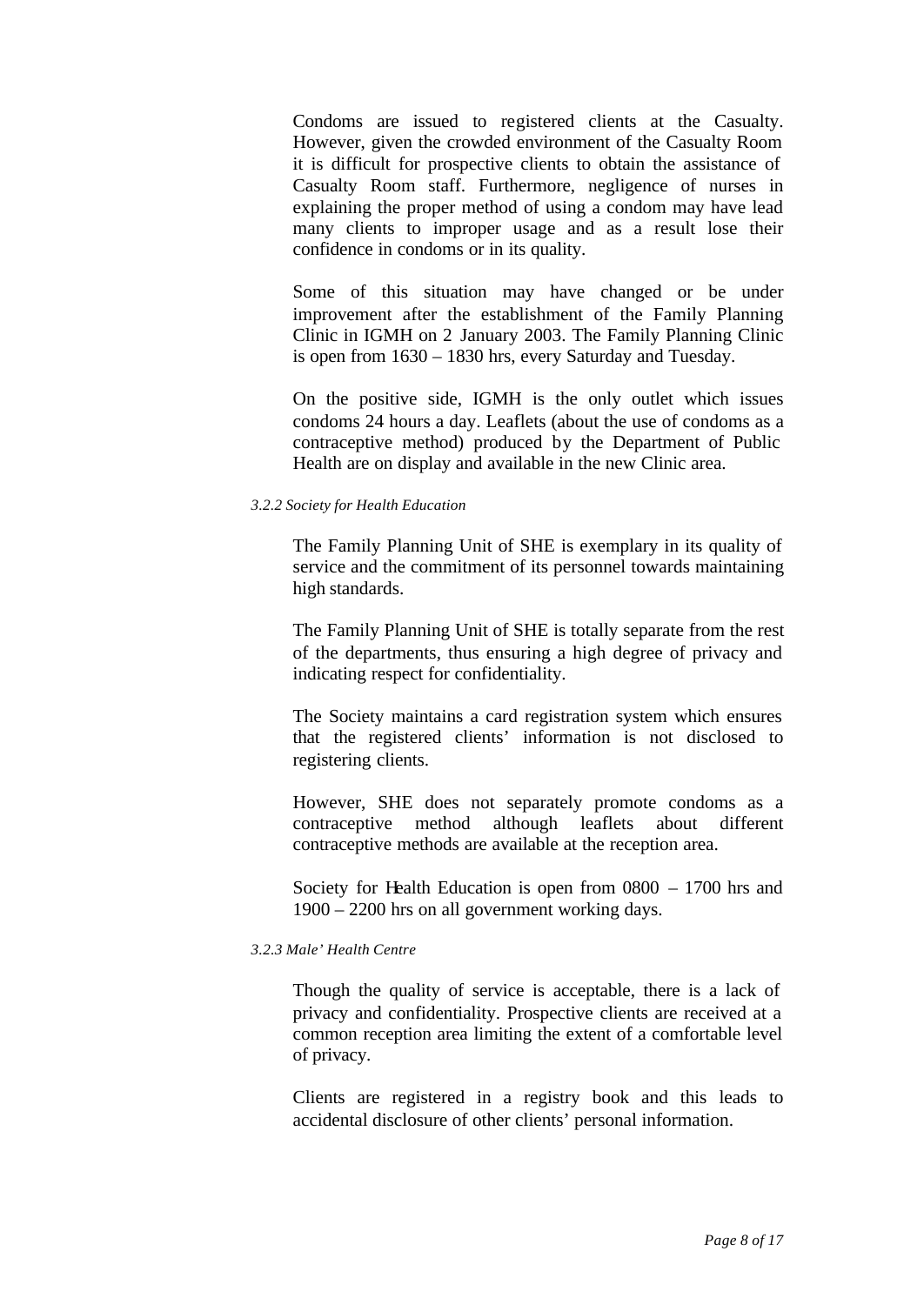Condoms are issued to registered clients at the Casualty. However, given the crowded environment of the Casualty Room it is difficult for prospective clients to obtain the assistance of Casualty Room staff. Furthermore, negligence of nurses in explaining the proper method of using a condom may have lead many clients to improper usage and as a result lose their confidence in condoms or in its quality.

Some of this situation may have changed or be under improvement after the establishment of the Family Planning Clinic in IGMH on 2 January 2003. The Family Planning Clinic is open from 1630 – 1830 hrs, every Saturday and Tuesday.

On the positive side, IGMH is the only outlet which issues condoms 24 hours a day. Leaflets (about the use of condoms as a contraceptive method) produced by the Department of Public Health are on display and available in the new Clinic area.

#### *3.2.2 Society for Health Education*

The Family Planning Unit of SHE is exemplary in its quality of service and the commitment of its personnel towards maintaining high standards.

The Family Planning Unit of SHE is totally separate from the rest of the departments, thus ensuring a high degree of privacy and indicating respect for confidentiality.

The Society maintains a card registration system which ensures that the registered clients' information is not disclosed to registering clients.

However, SHE does not separately promote condoms as a contraceptive method although leaflets about different contraceptive methods are available at the reception area.

Society for Health Education is open from 0800 – 1700 hrs and 1900 – 2200 hrs on all government working days.

#### *3.2.3 Male' Health Centre*

Though the quality of service is acceptable, there is a lack of privacy and confidentiality. Prospective clients are received at a common reception area limiting the extent of a comfortable level of privacy.

Clients are registered in a registry book and this leads to accidental disclosure of other clients' personal information.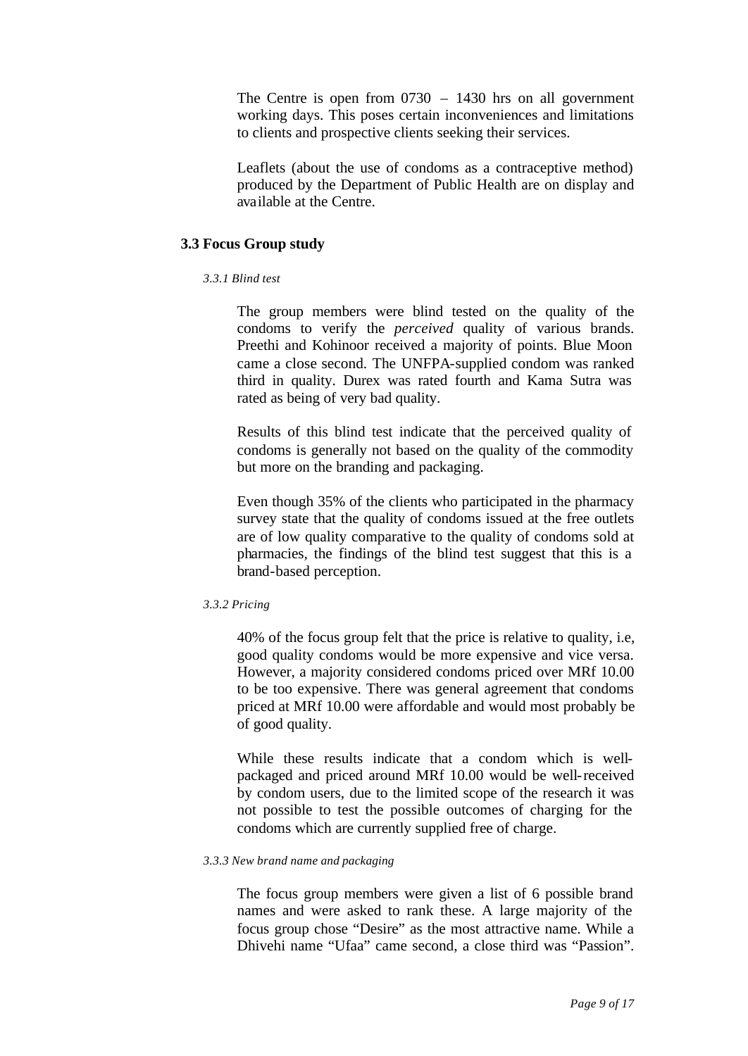The Centre is open from 0730 – 1430 hrs on all government working days. This poses certain inconveniences and limitations to clients and prospective clients seeking their services.

Leaflets (about the use of condoms as a contraceptive method) produced by the Department of Public Health are on display and available at the Centre.

## 3.3 Focus Group study

#### *3.3.1 Blind test*

The group members were blind tested on the quality of the condoms to verify the *perceived* quality of various brands. Preethi and Kohinoor received a majority of points. Blue Moon came a close second. The UNFPA-supplied condom was ranked third in quality. Durex was rated fourth and Kama Sutra was rated as being of very bad quality.

Results of this blind test indicate that the perceived quality of condoms is generally not based on the quality of the commodity but more on the branding and packaging.

Even though 35% of the clients who participated in the pharmacy survey state that the quality of condoms issued at the free outlets are of low quality comparative to the quality of condoms sold at pharmacies, the findings of the blind test suggest that this is a brand-based perception.

#### *3.3.2 Pricing*

40% of the focus group felt that the price is relative to quality, i.e, good quality condoms would be more expensive and vice versa. However, a majority considered condoms priced over MRf 10.00 to be too expensive. There was general agreement that condoms priced at MRf 10.00 were affordable and would most probably be of good quality.

While these results indicate that a condom which is well-packaged and priced around MRf 10.00 would be well-received by condom users, due to the limited scope of the research it was not possible to test the possible outcomes of charging for the condoms which are currently supplied free of charge.

#### *3.3.3 New brand name and packaging*

The focus group members were given a list of 6 possible brand names and were asked to rank these. A large majority of the focus group chose "Desire" as the most attractive name. While a Dhivehi name "Ufaa" came second, a close third was "Passion".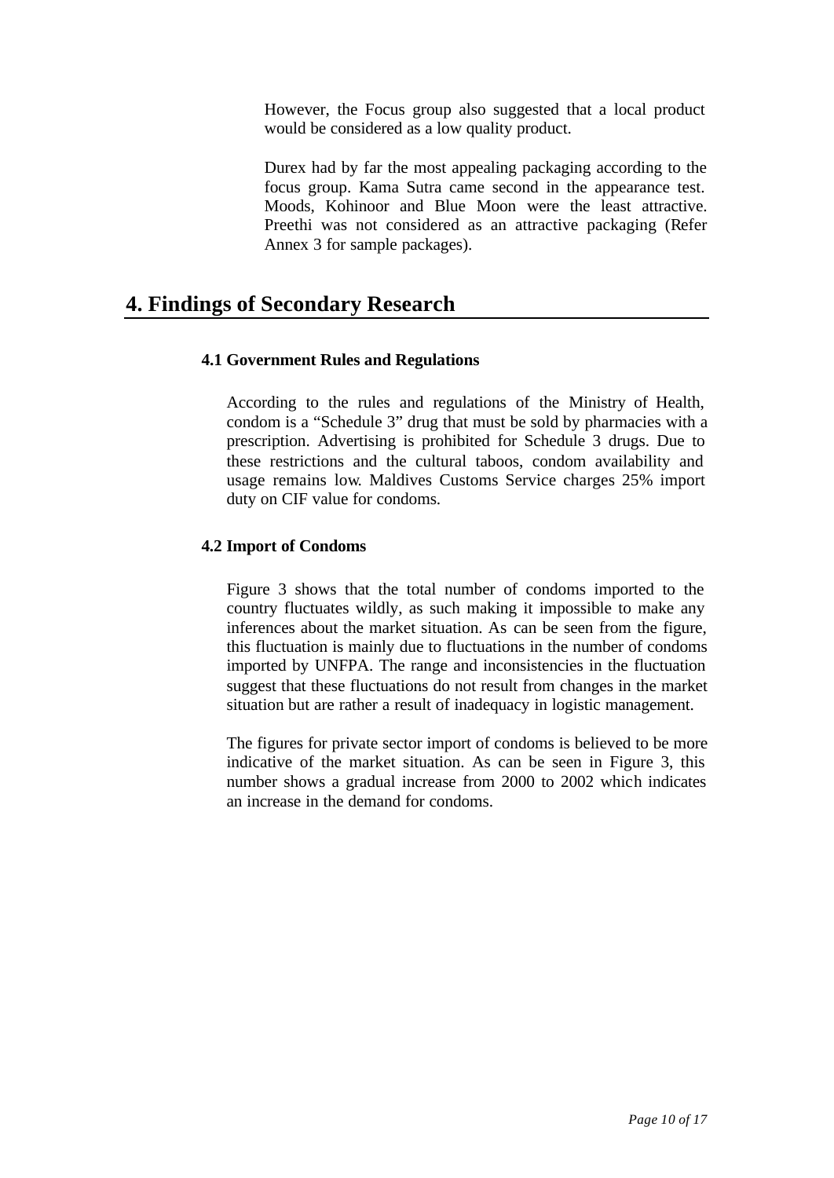However, the Focus group also suggested that a local product would be considered as a low quality product.

Durex had by far the most appealing packaging according to the focus group. Kama Sutra came second in the appearance test. Moods, Kohinoor and Blue Moon were the least attractive. Preethi was not considered as an attractive packaging (Refer Annex 3 for sample packages).

# 4. Findings of Secondary Research

### 4.1 Government Rules and Regulations

According to the rules and regulations of the Ministry of Health, condom is a "Schedule 3" drug that must be sold by pharmacies with a prescription. Advertising is prohibited for Schedule 3 drugs. Due to these restrictions and the cultural taboos, condom availability and usage remains low. Maldives Customs Service charges 25% import duty on CIF value for condoms.

### 4.2 Import of Condoms

Figure 3 shows that the total number of condoms imported to the country fluctuates wildly, as such making it impossible to make any inferences about the market situation. As can be seen from the figure, this fluctuation is mainly due to fluctuations in the number of condoms imported by UNFPA. The range and inconsistencies in the fluctuation suggest that these fluctuations do not result from changes in the market situation but are rather a result of inadequacy in logistic management.

The figures for private sector import of condoms is believed to be more indicative of the market situation. As can be seen in Figure 3, this number shows a gradual increase from 2000 to 2002 which indicates an increase in the demand for condoms.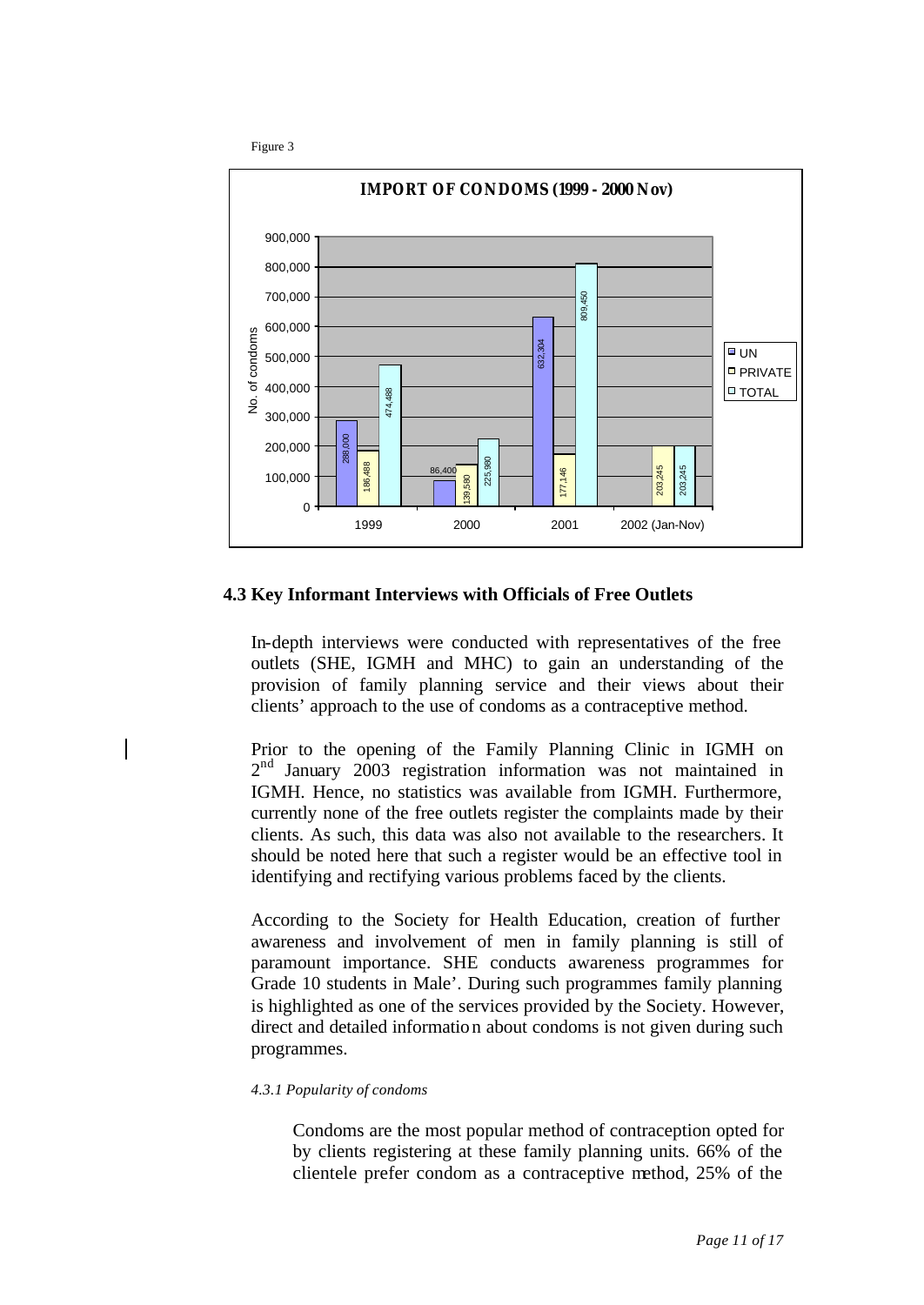Figure 3

**IMPORT OF CONDOMS (1999 - 2000 Nov)**

| Year | UN | PRIVATE | TOTAL |
|---|---|---|---|
| 1999 | 288,000 | 186,488 | 474,488 |
| 2000 | 86,400 | 139,580 | 225,980 |
| 2001 | 632,304 | 177,146 | 809,450 |
| 2002 (Jan-Nov) | | 203,245 | 203,245 |

## 4.3 Key Informant Interviews with Officials of Free Outlets

In-depth interviews were conducted with representatives of the free outlets (SHE, IGMH and MHC) to gain an understanding of the provision of family planning service and their views about their clients' approach to the use of condoms as a contraceptive method.

Prior to the opening of the Family Planning Clinic in IGMH on 2nd January 2003 registration information was not maintained in IGMH. Hence, no statistics was available from IGMH. Furthermore, currently none of the free outlets register the complaints made by their clients. As such, this data was also not available to the researchers. It should be noted here that such a register would be an effective tool in identifying and rectifying various problems faced by the clients.

According to the Society for Health Education, creation of further awareness and involvement of men in family planning is still of paramount importance. SHE conducts awareness programmes for Grade 10 students in Male'. During such programmes family planning is highlighted as one of the services provided by the Society. However, direct and detailed information about condoms is not given during such programmes.

#### *4.3.1 Popularity of condoms*

Condoms are the most popular method of contraception opted for by clients registering at these family planning units. 66% of the clientele prefer condom as a contraceptive method, 25% of the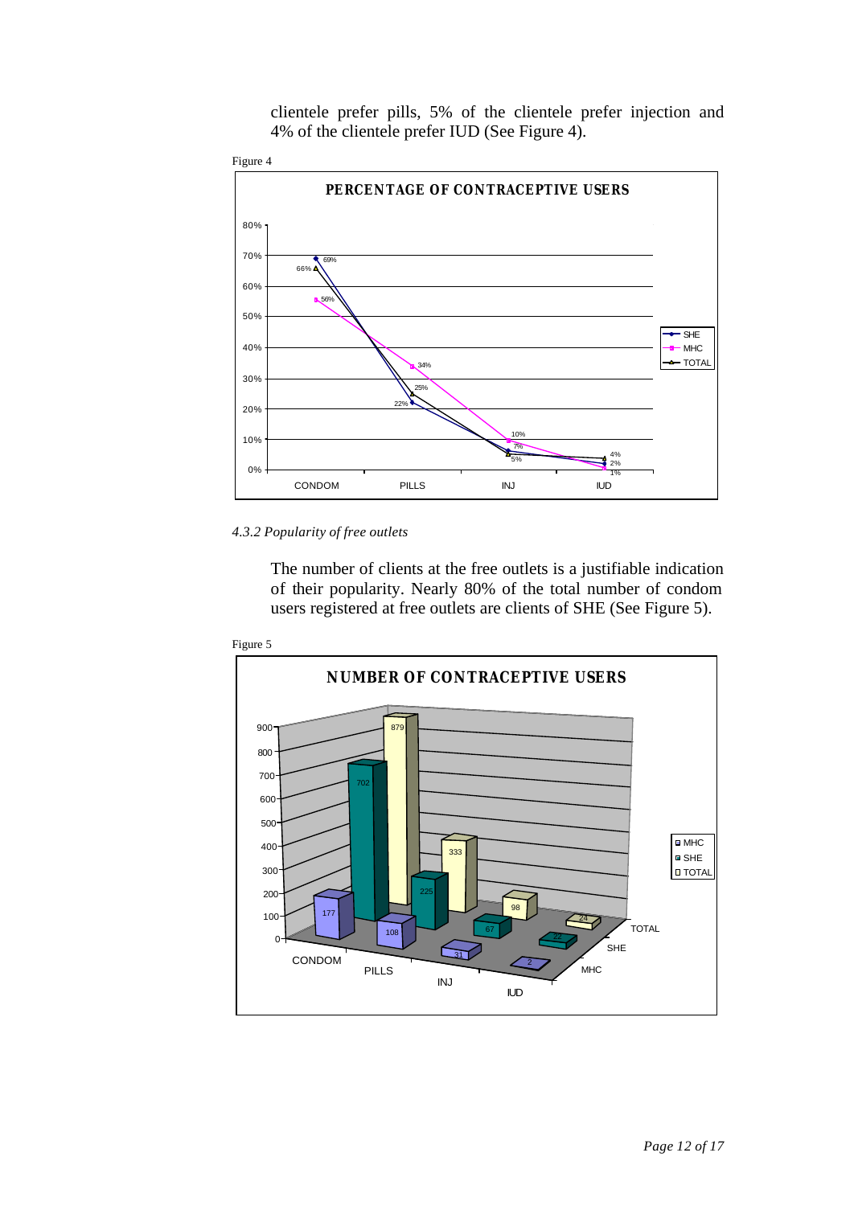clientele prefer pills, 5% of the clientele prefer injection and 4% of the clientele prefer IUD (See Figure 4).

Figure 4

*4.3.2 Popularity of free outlets*

The number of clients at the free outlets is a justifiable indication of their popularity. Nearly 80% of the total number of condom users registered at free outlets are clients of SHE (See Figure 5).

Figure 5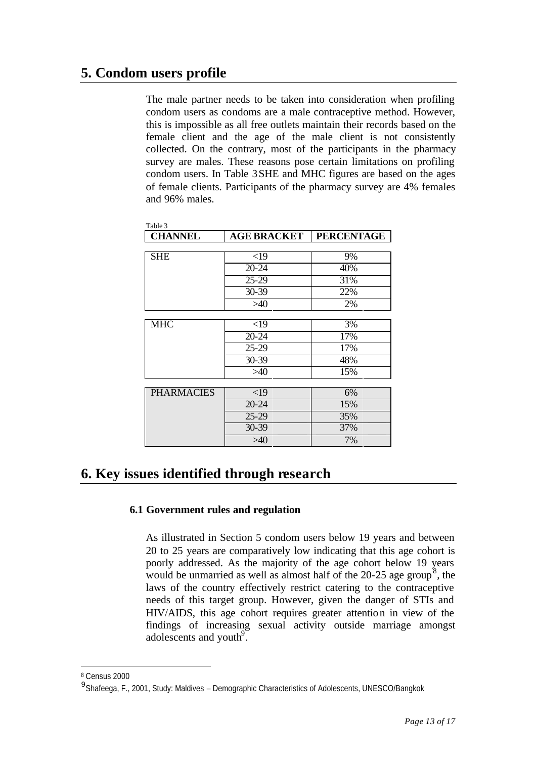## 5. Condom users profile

The male partner needs to be taken into consideration when profiling condom users as condoms are a male contraceptive method. However, this is impossible as all free outlets maintain their records based on the female client and the age of the male client is not consistently collected. On the contrary, most of the participants in the pharmacy survey are males. These reasons pose certain limitations on profiling condom users. In Table 3 SHE and MHC figures are based on the ages of female clients. Participants of the pharmacy survey are 4% females and 96% males.

Table 3

| CHANNEL | AGE BRACKET | PERCENTAGE |
|---|---|---|
| SHE | <19 | 9% |
| | 20-24 | 40% |
| | 25-29 | 31% |
| | 30-39 | 22% |
| | >40 | 2% |
| MHC | <19 | 3% |
| | 20-24 | 17% |
| | 25-29 | 17% |
| | 30-39 | 48% |
| | >40 | 15% |
| PHARMACIES | <19 | 6% |
| | 20-24 | 15% |
| | 25-29 | 35% |
| | 30-39 | 37% |
| | >40 | 7% |

## 6. Key issues identified through research

### 6.1 Government rules and regulation

As illustrated in Section 5 condom users below 19 years and between 20 to 25 years are comparatively low indicating that this age cohort is poorly addressed. As the majority of the age cohort below 19 years would be unmarried as well as almost half of the 20-25 age group[8], the laws of the country effectively restrict catering to the contraceptive needs of this target group. However, given the danger of STIs and HIV/AIDS, this age cohort requires greater attention in view of the findings of increasing sexual activity outside marriage amongst adolescents and youth[9].

---

[8] Census 2000

[9] Shafeega, F., 2001, Study: Maldives – Demographic Characteristics of Adolescents, UNESCO/Bangkok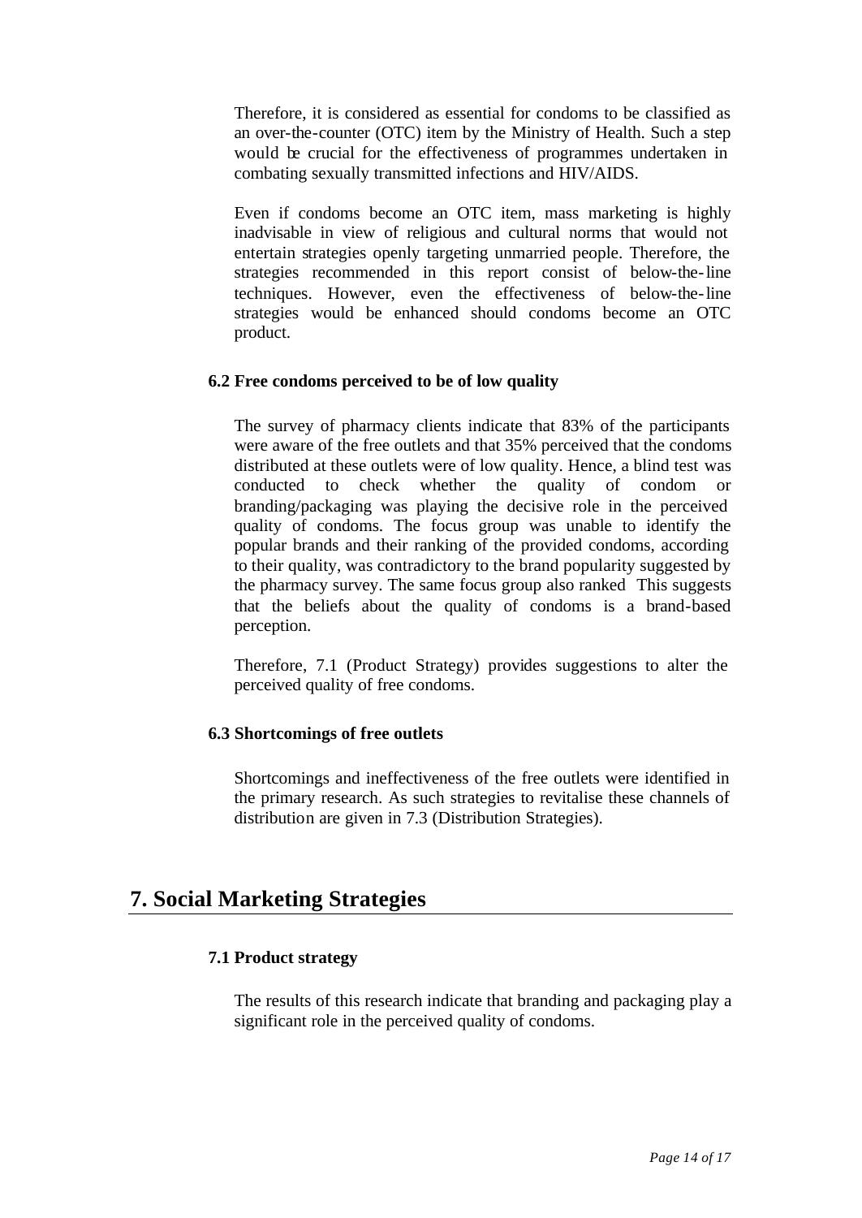Therefore, it is considered as essential for condoms to be classified as an over-the-counter (OTC) item by the Ministry of Health. Such a step would be crucial for the effectiveness of programmes undertaken in combating sexually transmitted infections and HIV/AIDS.

Even if condoms become an OTC item, mass marketing is highly inadvisable in view of religious and cultural norms that would not entertain strategies openly targeting unmarried people. Therefore, the strategies recommended in this report consist of below-the-line techniques. However, even the effectiveness of below-the-line strategies would be enhanced should condoms become an OTC product.

### 6.2 Free condoms perceived to be of low quality

The survey of pharmacy clients indicate that 83% of the participants were aware of the free outlets and that 35% perceived that the condoms distributed at these outlets were of low quality. Hence, a blind test was conducted to check whether the quality of condom or branding/packaging was playing the decisive role in the perceived quality of condoms. The focus group was unable to identify the popular brands and their ranking of the provided condoms, according to their quality, was contradictory to the brand popularity suggested by the pharmacy survey. The same focus group also ranked This suggests that the beliefs about the quality of condoms is a brand-based perception.

Therefore, 7.1 (Product Strategy) provides suggestions to alter the perceived quality of free condoms.

### 6.3 Shortcomings of free outlets

Shortcomings and ineffectiveness of the free outlets were identified in the primary research. As such strategies to revitalise these channels of distribution are given in 7.3 (Distribution Strategies).

## 7. Social Marketing Strategies

### 7.1 Product strategy

The results of this research indicate that branding and packaging play a significant role in the perceived quality of condoms.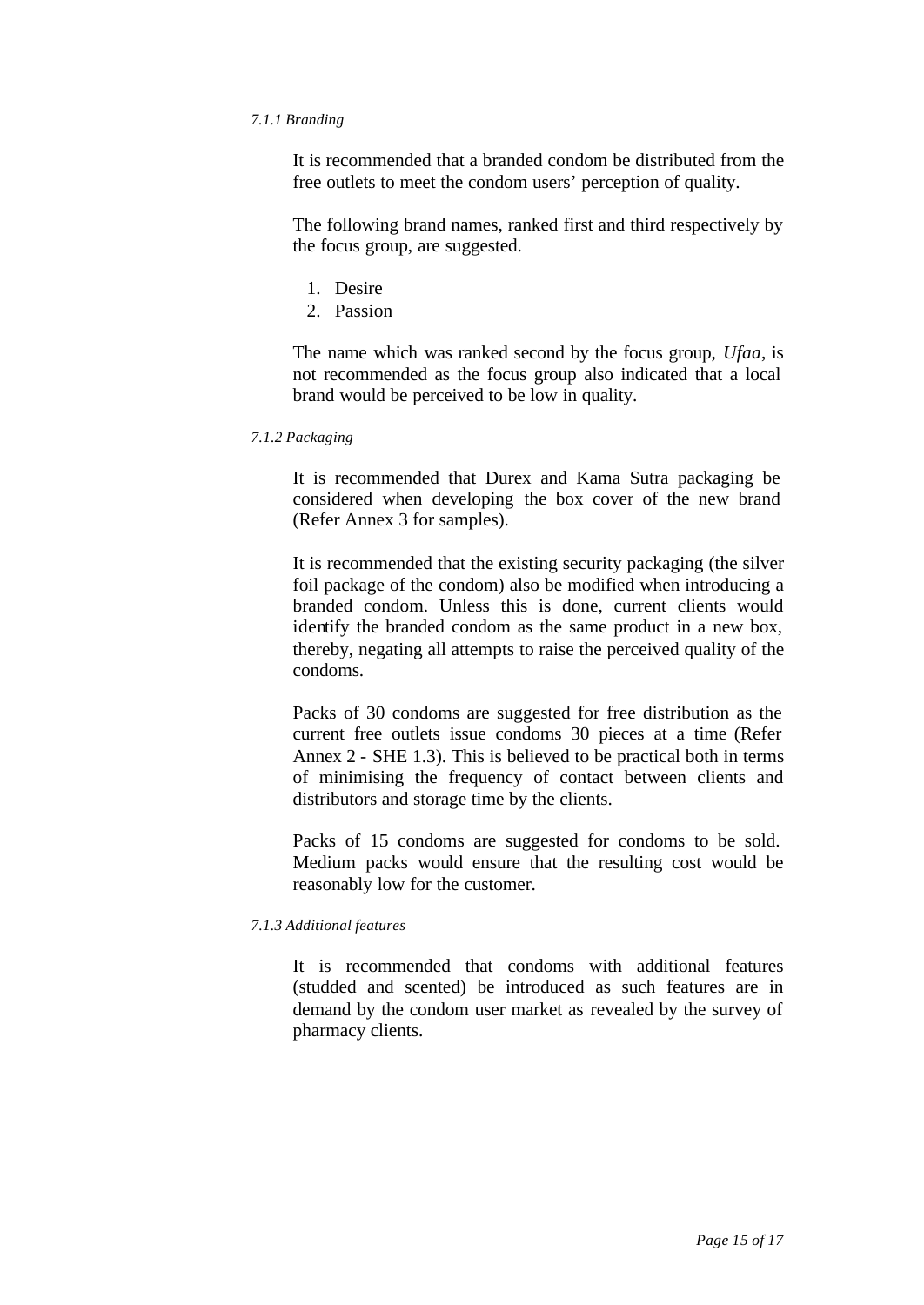#### *7.1.1 Branding*

It is recommended that a branded condom be distributed from the free outlets to meet the condom users' perception of quality.

The following brand names, ranked first and third respectively by the focus group, are suggested.

1. Desire
2. Passion

The name which was ranked second by the focus group, *Ufaa*, is not recommended as the focus group also indicated that a local brand would be perceived to be low in quality.

#### *7.1.2 Packaging*

It is recommended that Durex and Kama Sutra packaging be considered when developing the box cover of the new brand (Refer Annex 3 for samples).

It is recommended that the existing security packaging (the silver foil package of the condom) also be modified when introducing a branded condom. Unless this is done, current clients would identify the branded condom as the same product in a new box, thereby, negating all attempts to raise the perceived quality of the condoms.

Packs of 30 condoms are suggested for free distribution as the current free outlets issue condoms 30 pieces at a time (Refer Annex 2 - SHE 1.3). This is believed to be practical both in terms of minimising the frequency of contact between clients and distributors and storage time by the clients.

Packs of 15 condoms are suggested for condoms to be sold. Medium packs would ensure that the resulting cost would be reasonably low for the customer.

#### *7.1.3 Additional features*

It is recommended that condoms with additional features (studded and scented) be introduced as such features are in demand by the condom user market as revealed by the survey of pharmacy clients.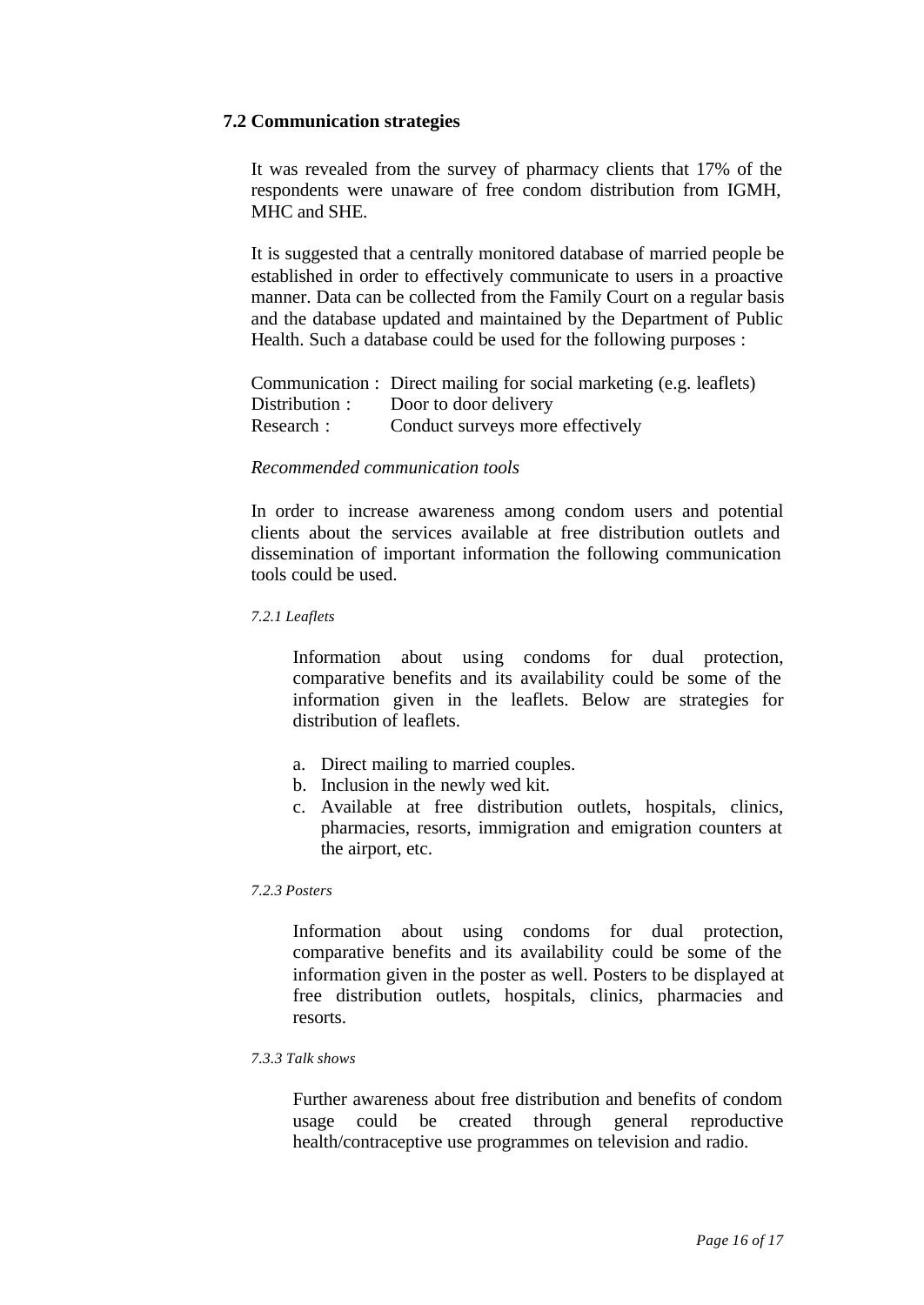## 7.2 Communication strategies

It was revealed from the survey of pharmacy clients that 17% of the respondents were unaware of free condom distribution from IGMH, MHC and SHE.

It is suggested that a centrally monitored database of married people be established in order to effectively communicate to users in a proactive manner. Data can be collected from the Family Court on a regular basis and the database updated and maintained by the Department of Public Health. Such a database could be used for the following purposes :

Communication : Direct mailing for social marketing (e.g. leaflets)
Distribution : Door to door delivery
Research : Conduct surveys more effectively

*Recommended communication tools*

In order to increase awareness among condom users and potential clients about the services available at free distribution outlets and dissemination of important information the following communication tools could be used.

#### *7.2.1 Leaflets*

Information about using condoms for dual protection, comparative benefits and its availability could be some of the information given in the leaflets. Below are strategies for distribution of leaflets.

a. Direct mailing to married couples.
b. Inclusion in the newly wed kit.
c. Available at free distribution outlets, hospitals, clinics, pharmacies, resorts, immigration and emigration counters at the airport, etc.

#### *7.2.3 Posters*

Information about using condoms for dual protection, comparative benefits and its availability could be some of the information given in the poster as well. Posters to be displayed at free distribution outlets, hospitals, clinics, pharmacies and resorts.

#### *7.3.3 Talk shows*

Further awareness about free distribution and benefits of condom usage could be created through general reproductive health/contraceptive use programmes on television and radio.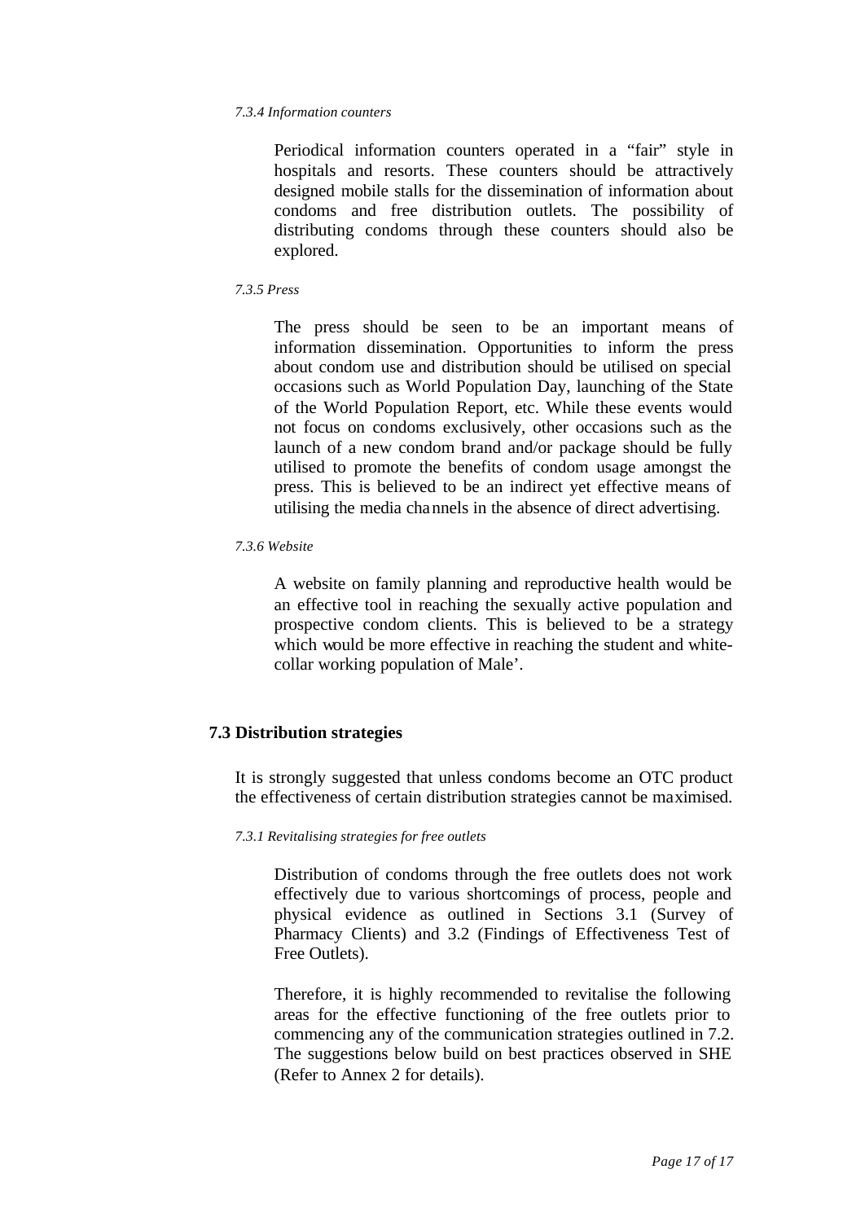*7.3.4 Information counters*

Periodical information counters operated in a "fair" style in hospitals and resorts. These counters should be attractively designed mobile stalls for the dissemination of information about condoms and free distribution outlets. The possibility of distributing condoms through these counters should also be explored.

*7.3.5 Press*

The press should be seen to be an important means of information dissemination. Opportunities to inform the press about condom use and distribution should be utilised on special occasions such as World Population Day, launching of the State of the World Population Report, etc. While these events would not focus on condoms exclusively, other occasions such as the launch of a new condom brand and/or package should be fully utilised to promote the benefits of condom usage amongst the press. This is believed to be an indirect yet effective means of utilising the media channels in the absence of direct advertising.

*7.3.6 Website*

A website on family planning and reproductive health would be an effective tool in reaching the sexually active population and prospective condom clients. This is believed to be a strategy which would be more effective in reaching the student and white-collar working population of Male'.

## 7.3 Distribution strategies

It is strongly suggested that unless condoms become an OTC product the effectiveness of certain distribution strategies cannot be maximised.

*7.3.1 Revitalising strategies for free outlets*

Distribution of condoms through the free outlets does not work effectively due to various shortcomings of process, people and physical evidence as outlined in Sections 3.1 (Survey of Pharmacy Clients) and 3.2 (Findings of Effectiveness Test of Free Outlets).

Therefore, it is highly recommended to revitalise the following areas for the effective functioning of the free outlets prior to commencing any of the communication strategies outlined in 7.2. The suggestions below build on best practices observed in SHE (Refer to Annex 2 for details).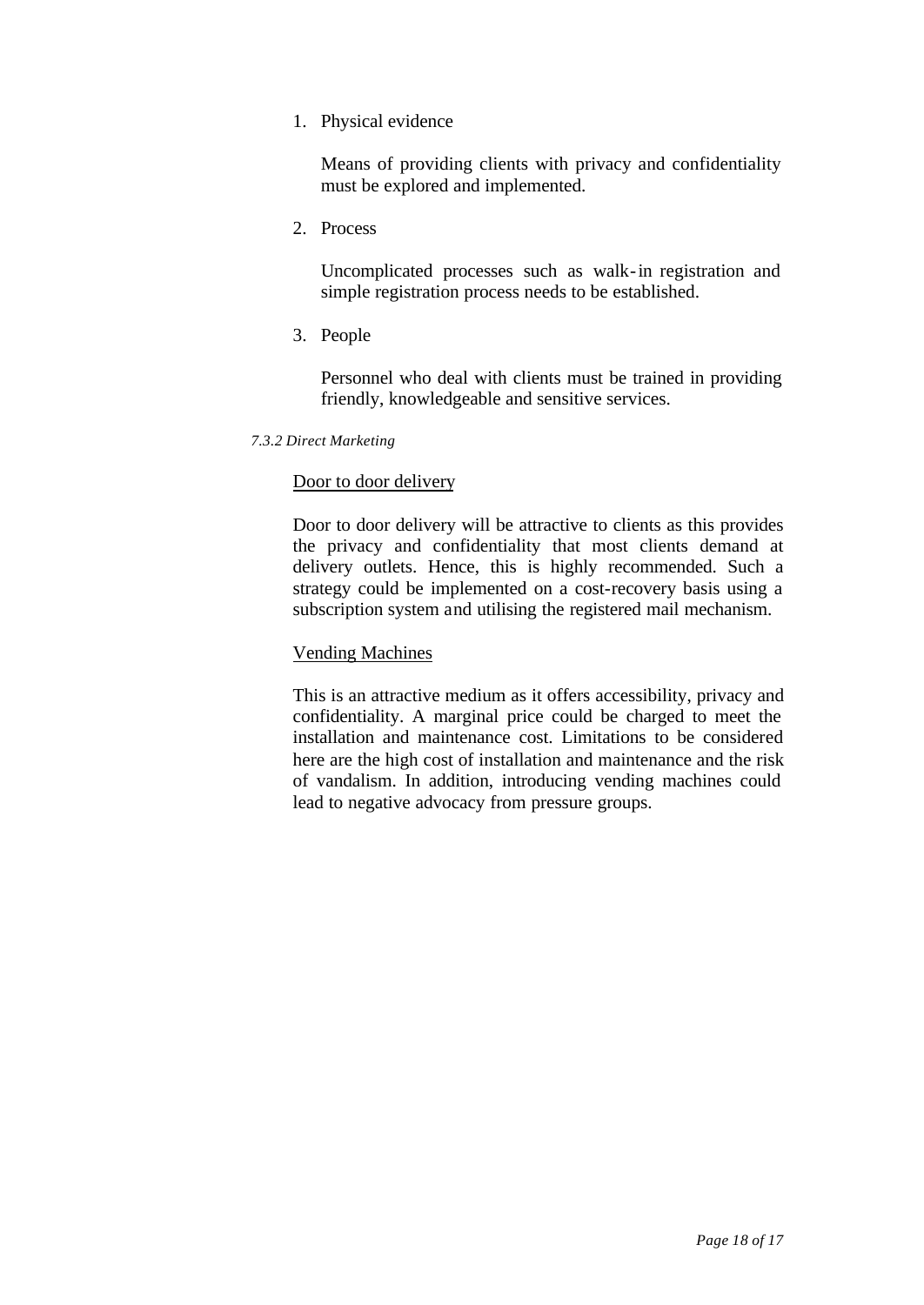1. Physical evidence

   Means of providing clients with privacy and confidentiality must be explored and implemented.

2. Process

   Uncomplicated processes such as walk-in registration and simple registration process needs to be established.

3. People

   Personnel who deal with clients must be trained in providing friendly, knowledgeable and sensitive services.

*7.3.2 Direct Marketing*

<u>Door to door delivery</u>

Door to door delivery will be attractive to clients as this provides the privacy and confidentiality that most clients demand at delivery outlets. Hence, this is highly recommended. Such a strategy could be implemented on a cost-recovery basis using a subscription system and utilising the registered mail mechanism.

<u>Vending Machines</u>

This is an attractive medium as it offers accessibility, privacy and confidentiality. A marginal price could be charged to meet the installation and maintenance cost. Limitations to be considered here are the high cost of installation and maintenance and the risk of vandalism. In addition, introducing vending machines could lead to negative advocacy from pressure groups.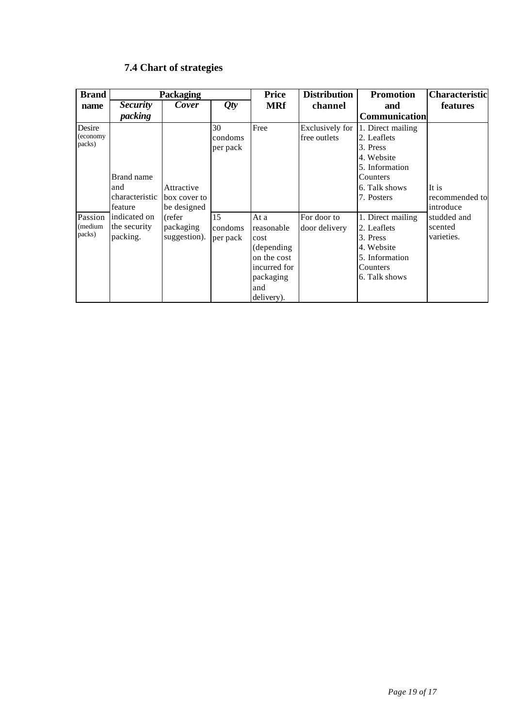## 7.4 Chart of strategies

| Brand name | Packaging | | | Price | Distribution channel | Promotion and Communication | Characteristic features |
|---|---|---|---|---|---|---|---|
| | ***Security packing*** | ***Cover*** | ***Qty*** | **MRf** | | | |
| Desire (economy packs) | Brand name and characteristic feature indicated on the security packing. | Attractive box cover to be designed (refer packaging suggestion). | 30 condoms per pack | Free | Exclusively for free outlets | 1. Direct mailing<br>2. Leaflets<br>3. Press<br>4. Website<br>5. Information Counters<br>6. Talk shows<br>7. Posters | It is recommended to introduce studded and scented varieties. |
| Passion (medium packs) | | | 15 condoms per pack | At a reasonable cost (depending on the cost incurred for packaging and delivery). | For door to door delivery | 1. Direct mailing<br>2. Leaflets<br>3. Press<br>4. Website<br>5. Information Counters<br>6. Talk shows | |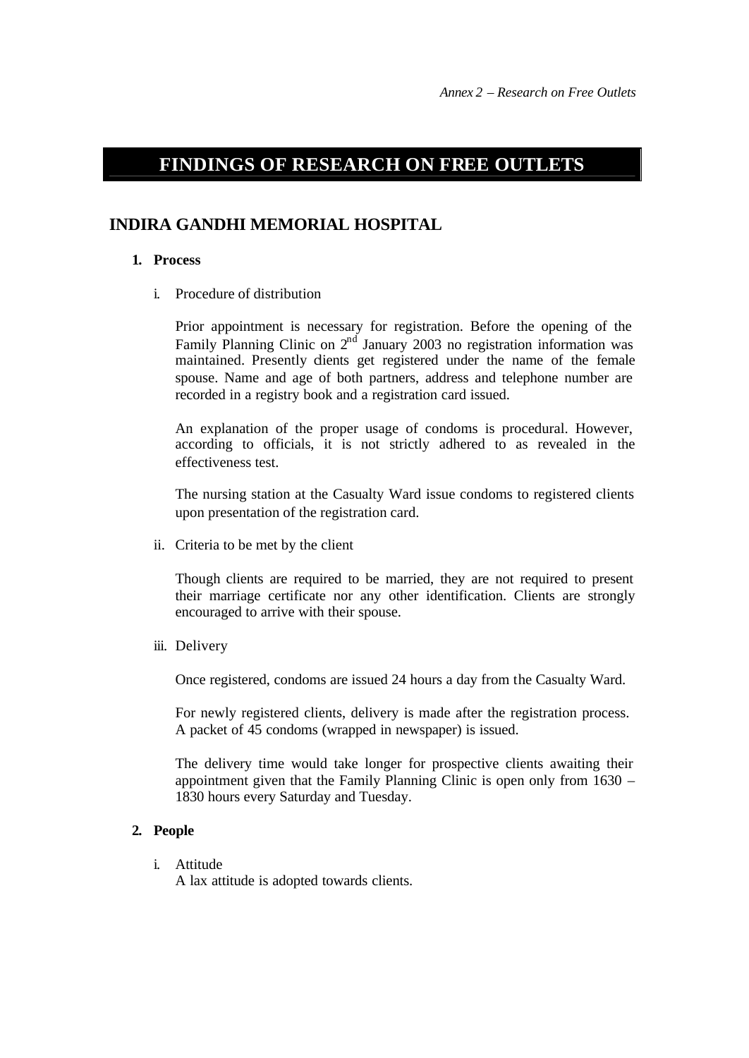# FINDINGS OF RESEARCH ON FREE OUTLETS

## INDIRA GANDHI MEMORIAL HOSPITAL

### 1. Process

i. Procedure of distribution

Prior appointment is necessary for registration. Before the opening of the Family Planning Clinic on 2nd January 2003 no registration information was maintained. Presently clients get registered under the name of the female spouse. Name and age of both partners, address and telephone number are recorded in a registry book and a registration card issued.

An explanation of the proper usage of condoms is procedural. However, according to officials, it is not strictly adhered to as revealed in the effectiveness test.

The nursing station at the Casualty Ward issue condoms to registered clients upon presentation of the registration card.

ii. Criteria to be met by the client

Though clients are required to be married, they are not required to present their marriage certificate nor any other identification. Clients are strongly encouraged to arrive with their spouse.

iii. Delivery

Once registered, condoms are issued 24 hours a day from the Casualty Ward.

For newly registered clients, delivery is made after the registration process. A packet of 45 condoms (wrapped in newspaper) is issued.

The delivery time would take longer for prospective clients awaiting their appointment given that the Family Planning Clinic is open only from 1630 – 1830 hours every Saturday and Tuesday.

### 2. People

i. Attitude

A lax attitude is adopted towards clients.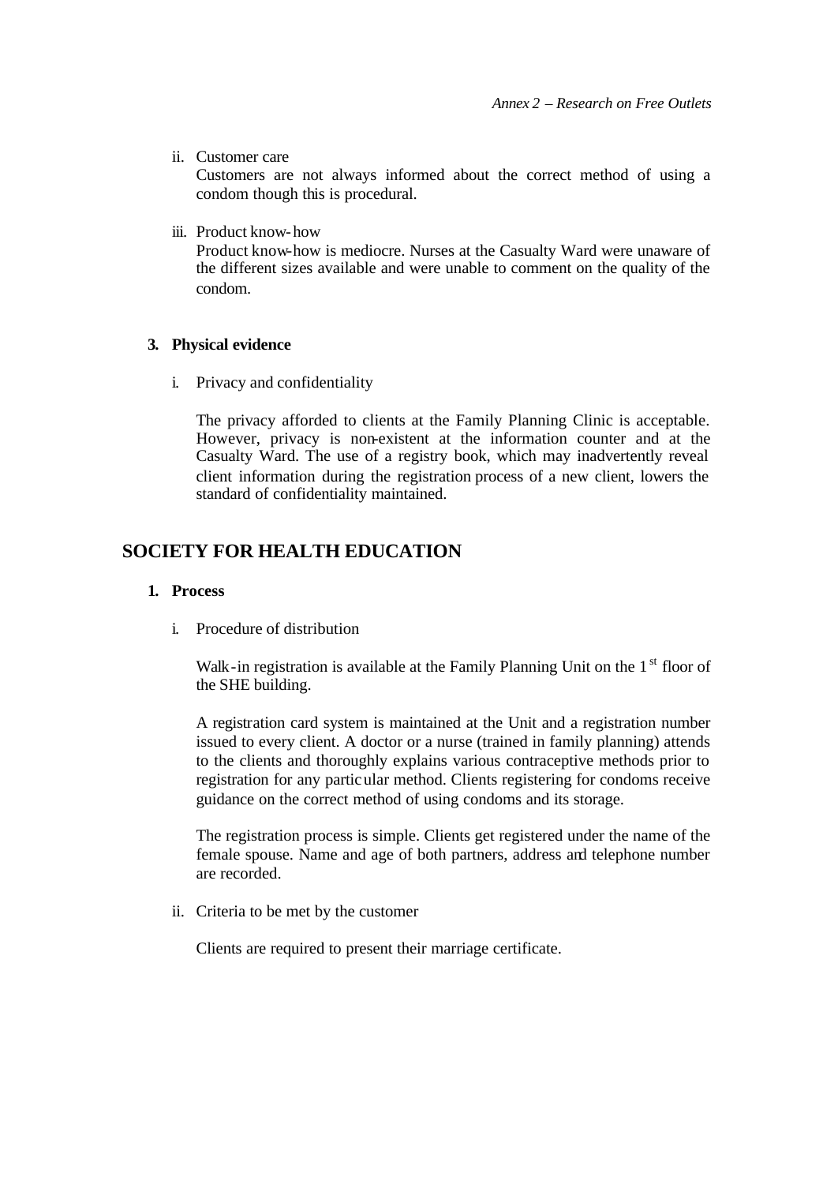ii. Customer care

   Customers are not always informed about the correct method of using a condom though this is procedural.

iii. Product know-how

   Product know-how is mediocre. Nurses at the Casualty Ward were unaware of the different sizes available and were unable to comment on the quality of the condom.

**3. Physical evidence**

i. Privacy and confidentiality

   The privacy afforded to clients at the Family Planning Clinic is acceptable. However, privacy is non-existent at the information counter and at the Casualty Ward. The use of a registry book, which may inadvertently reveal client information during the registration process of a new client, lowers the standard of confidentiality maintained.

## SOCIETY FOR HEALTH EDUCATION

**1. Process**

i. Procedure of distribution

   Walk-in registration is available at the Family Planning Unit on the 1st floor of the SHE building.

   A registration card system is maintained at the Unit and a registration number issued to every client. A doctor or a nurse (trained in family planning) attends to the clients and thoroughly explains various contraceptive methods prior to registration for any particular method. Clients registering for condoms receive guidance on the correct method of using condoms and its storage.

   The registration process is simple. Clients get registered under the name of the female spouse. Name and age of both partners, address and telephone number are recorded.

ii. Criteria to be met by the customer

   Clients are required to present their marriage certificate.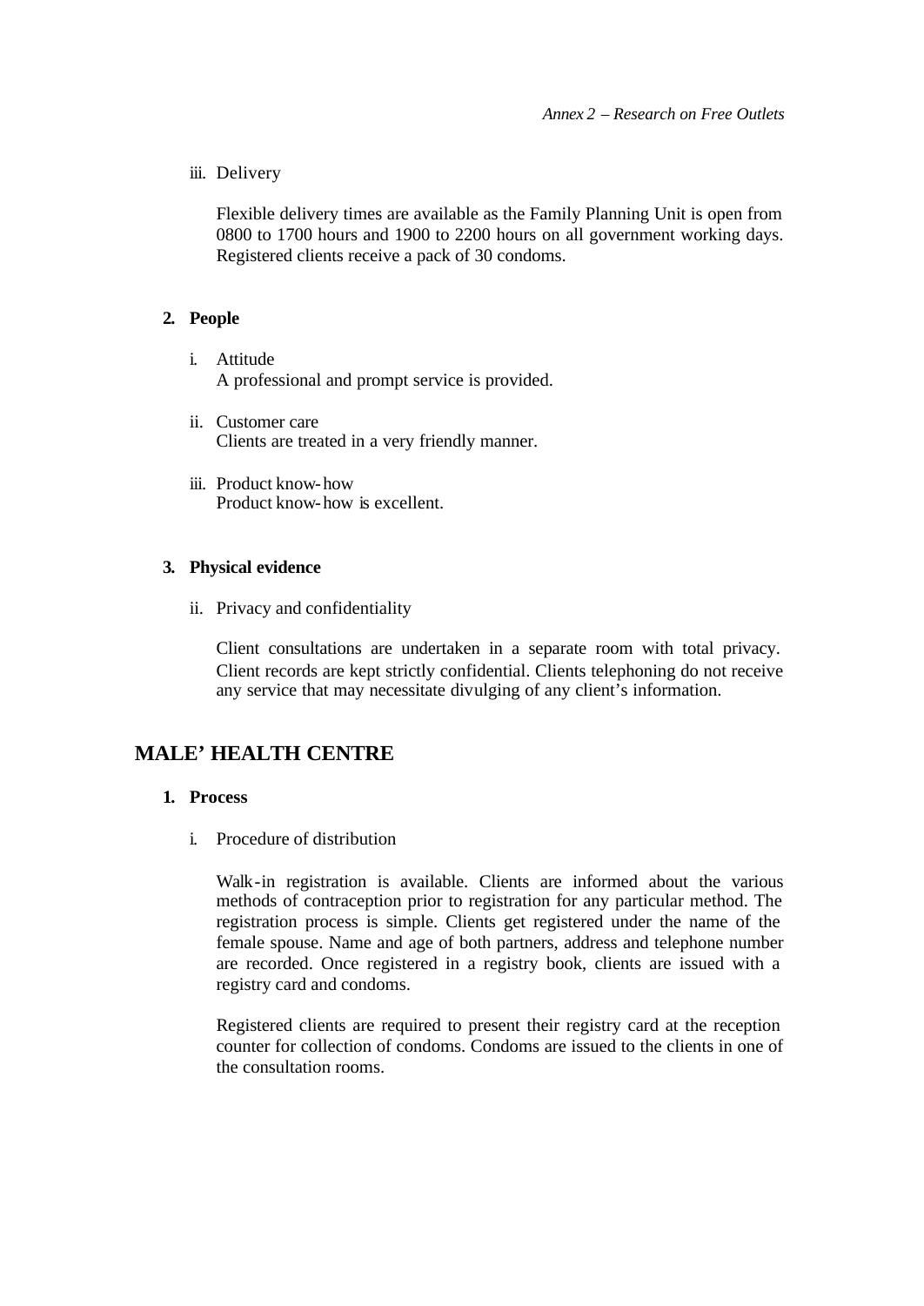iii. Delivery

Flexible delivery times are available as the Family Planning Unit is open from 0800 to 1700 hours and 1900 to 2200 hours on all government working days. Registered clients receive a pack of 30 condoms.

**2. People**

i. Attitude
A professional and prompt service is provided.

ii. Customer care
Clients are treated in a very friendly manner.

iii. Product know-how
Product know-how is excellent.

**3. Physical evidence**

ii. Privacy and confidentiality

Client consultations are undertaken in a separate room with total privacy. Client records are kept strictly confidential. Clients telephoning do not receive any service that may necessitate divulging of any client's information.

## MALE' HEALTH CENTRE

**1. Process**

i. Procedure of distribution

Walk-in registration is available. Clients are informed about the various methods of contraception prior to registration for any particular method. The registration process is simple. Clients get registered under the name of the female spouse. Name and age of both partners, address and telephone number are recorded. Once registered in a registry book, clients are issued with a registry card and condoms.

Registered clients are required to present their registry card at the reception counter for collection of condoms. Condoms are issued to the clients in one of the consultation rooms.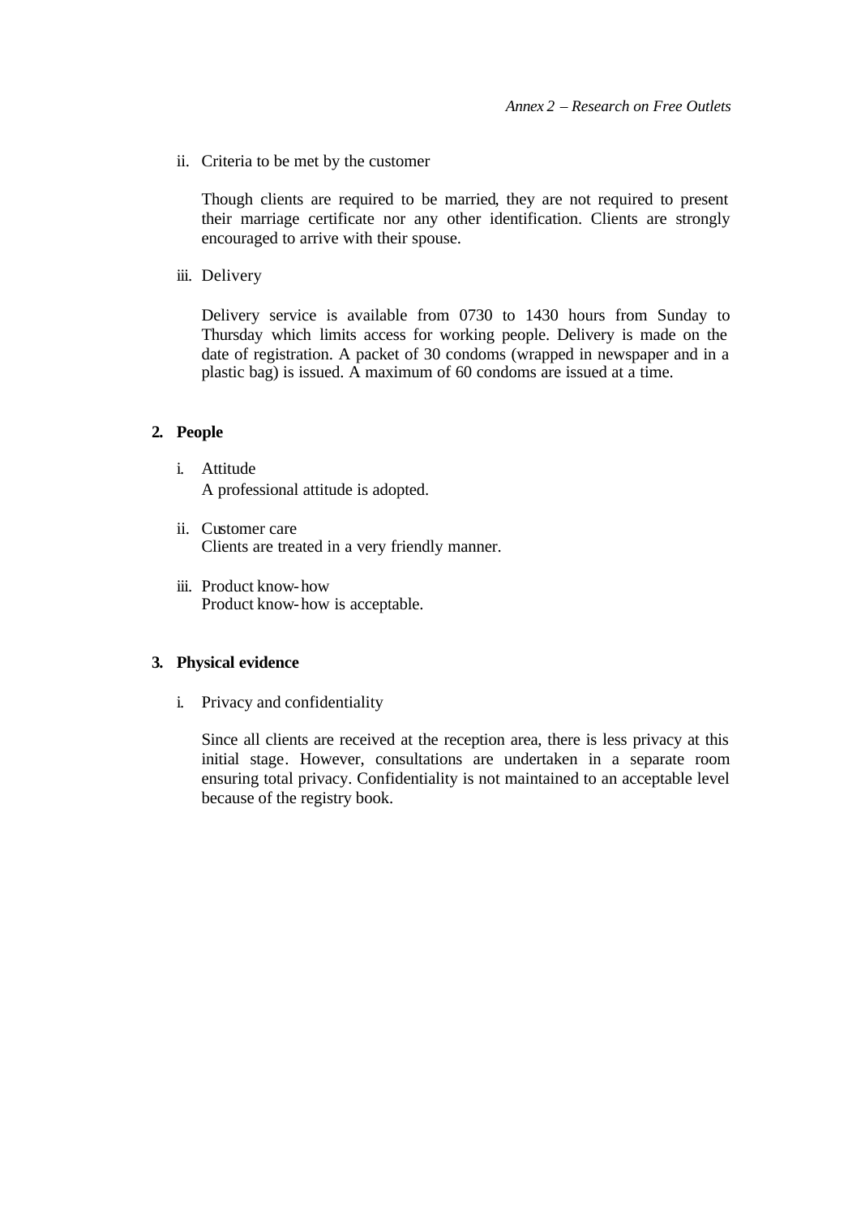ii. Criteria to be met by the customer

    Though clients are required to be married, they are not required to present their marriage certificate nor any other identification. Clients are strongly encouraged to arrive with their spouse.

iii. Delivery

    Delivery service is available from 0730 to 1430 hours from Sunday to Thursday which limits access for working people. Delivery is made on the date of registration. A packet of 30 condoms (wrapped in newspaper and in a plastic bag) is issued. A maximum of 60 condoms are issued at a time.

**2. People**

i. Attitude
   A professional attitude is adopted.

ii. Customer care
    Clients are treated in a very friendly manner.

iii. Product know-how
     Product know-how is acceptable.

**3. Physical evidence**

i. Privacy and confidentiality

   Since all clients are received at the reception area, there is less privacy at this initial stage. However, consultations are undertaken in a separate room ensuring total privacy. Confidentiality is not maintained to an acceptable level because of the registry book.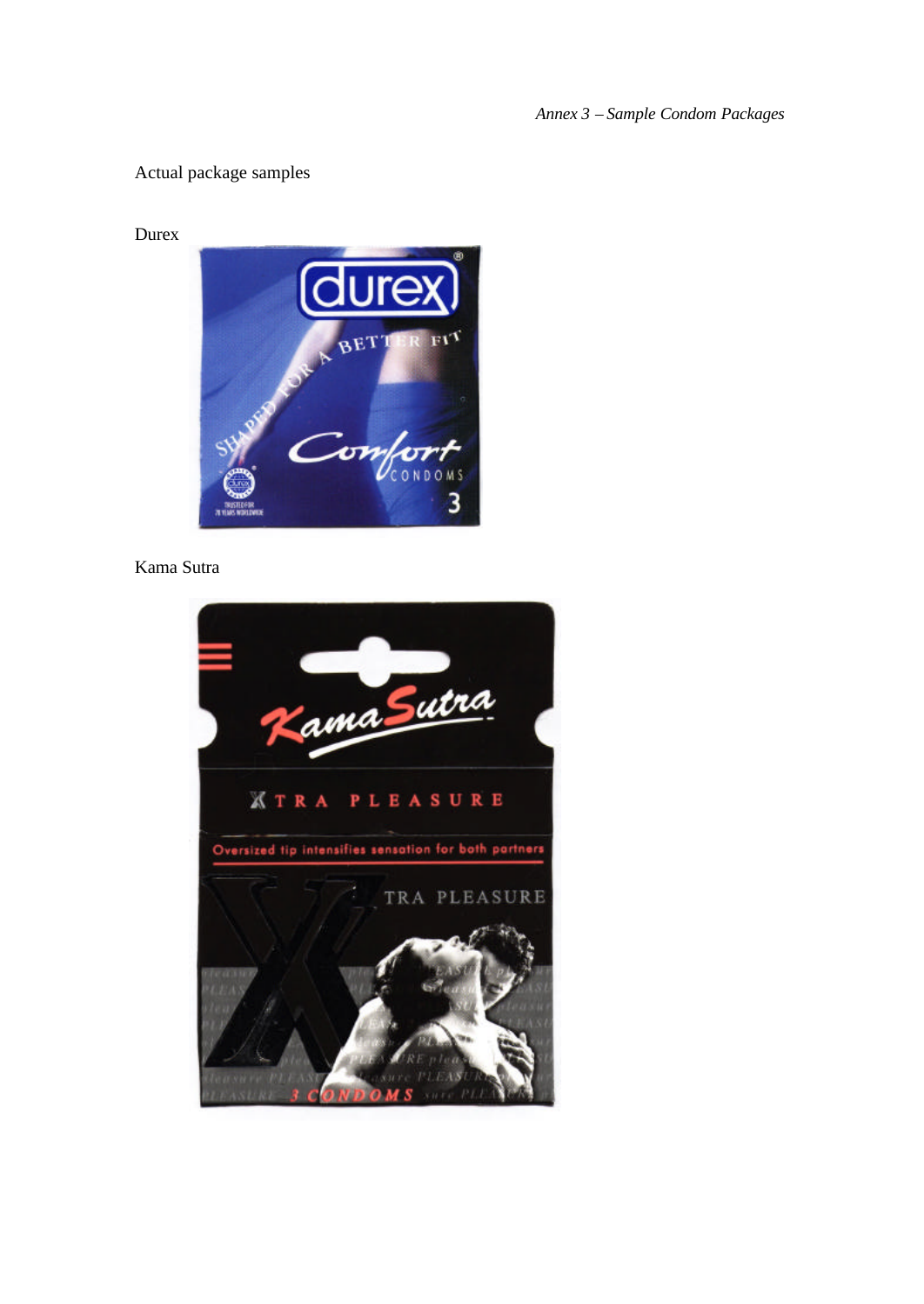Actual package samples

Durex

Kama Sutra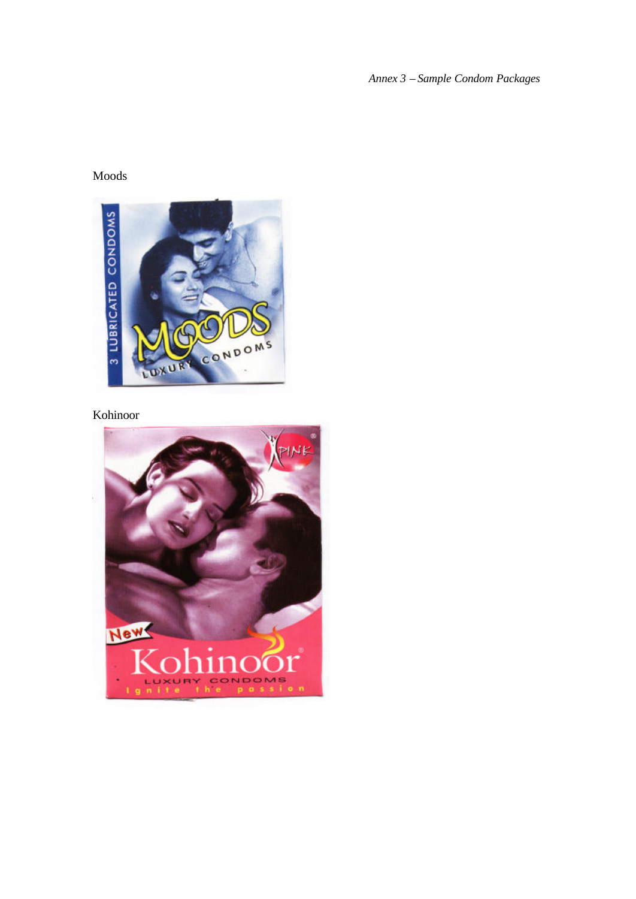*Annex 3 – Sample Condom Packages*

Moods

Kohinoor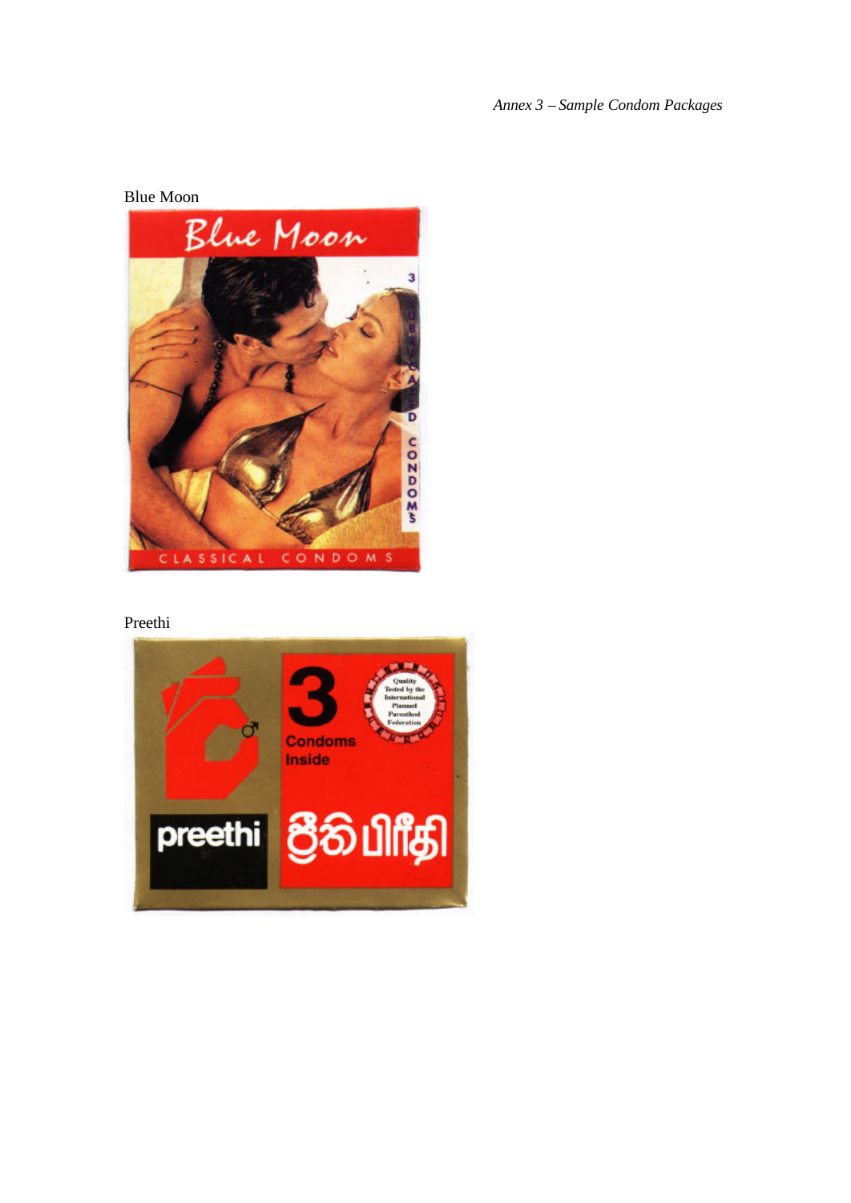*Annex 3 – Sample Condom Packages*

Blue Moon

Preethi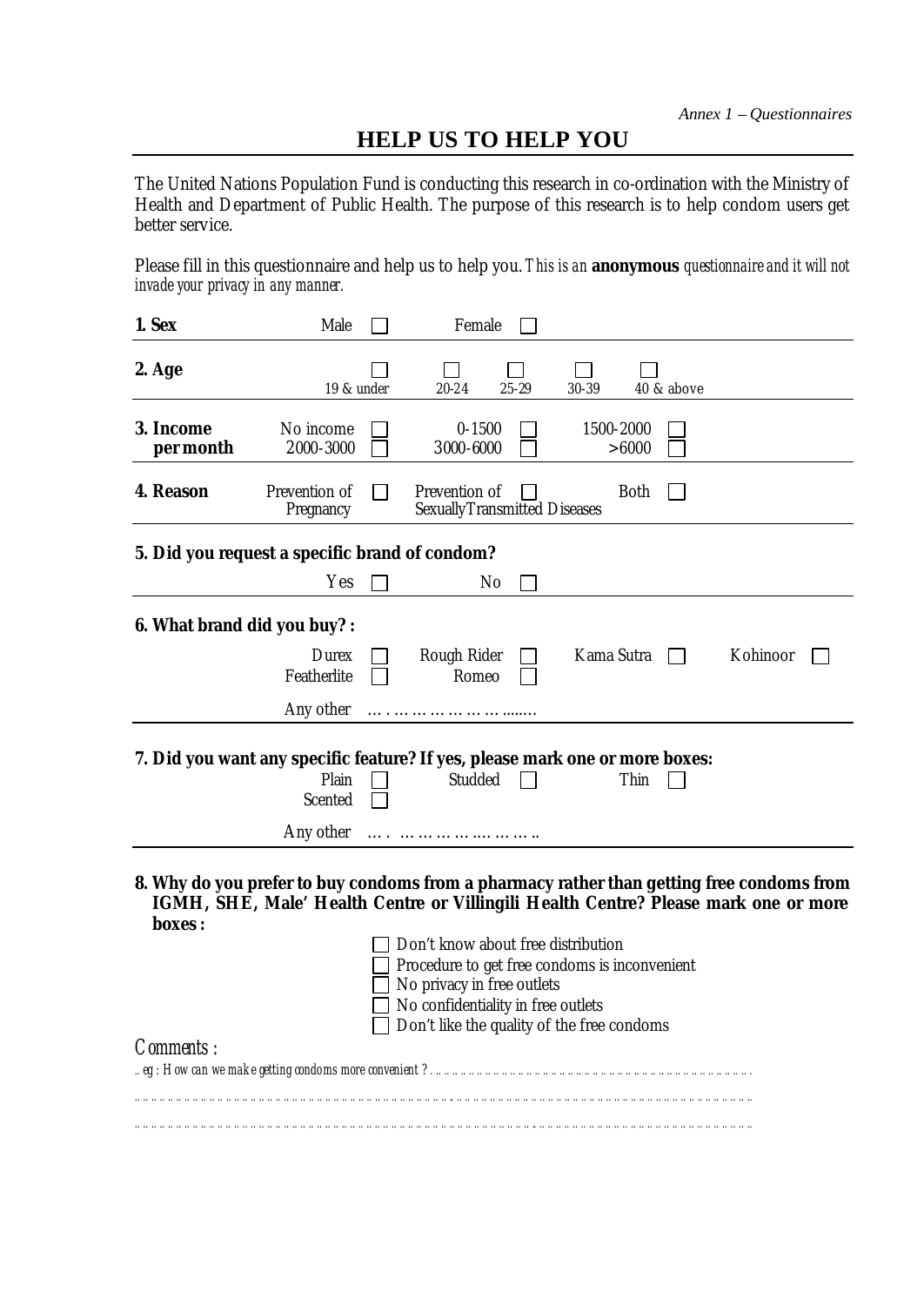*Annex 1 – Questionnaires*

# HELP US TO HELP YOU

The United Nations Population Fund is conducting this research in co-ordination with the Ministry of Health and Department of Public Health. The purpose of this research is to help condom users get better service.

Please fill in this questionnaire and help us to help you. *This is an* **anonymous** *questionnaire and it will not invade your privacy in any manner.*

**1. Sex** — Male ☐ Female ☐

**2. Age** — ☐ 19 & under ☐ 20-24 ☐ 25-29 ☐ 30-39 ☐ 40 & above

**3. Income per month** — No income ☐ 0-1500 ☐ 1500-2000 ☐ 2000-3000 ☐ 3000-6000 ☐ >6000 ☐

**4. Reason** — Prevention of Pregnancy ☐ Prevention of Sexually Transmitted Diseases ☐ Both ☐

**5. Did you request a specific brand of condom?**

Yes ☐ No ☐

**6. What brand did you buy? :**

Durex ☐ Rough Rider ☐ Kama Sutra ☐ Kohinoor ☐
Featherlite ☐ Romeo ☐

Any other …………………………

**7. Did you want any specific feature? If yes, please mark one or more boxes:**

Plain ☐ Studded ☐ Thin ☐
Scented ☐

Any other ……………………………

**8. Why do you prefer to buy condoms from a pharmacy rather than getting free condoms from IGMH, SHE, Male' Health Centre or Villingili Health Centre? Please mark one or more boxes :**

- ☐ Don't know about free distribution
- ☐ Procedure to get free condoms is inconvenient
- ☐ No privacy in free outlets
- ☐ No confidentiality in free outlets
- ☐ Don't like the quality of the free condoms

*Comments :*

*..eg : How can we make getting condoms more convenient ?* ……………………………………………………

……………………………………………………………………………………………………………

……………………………………………………………………………………………………………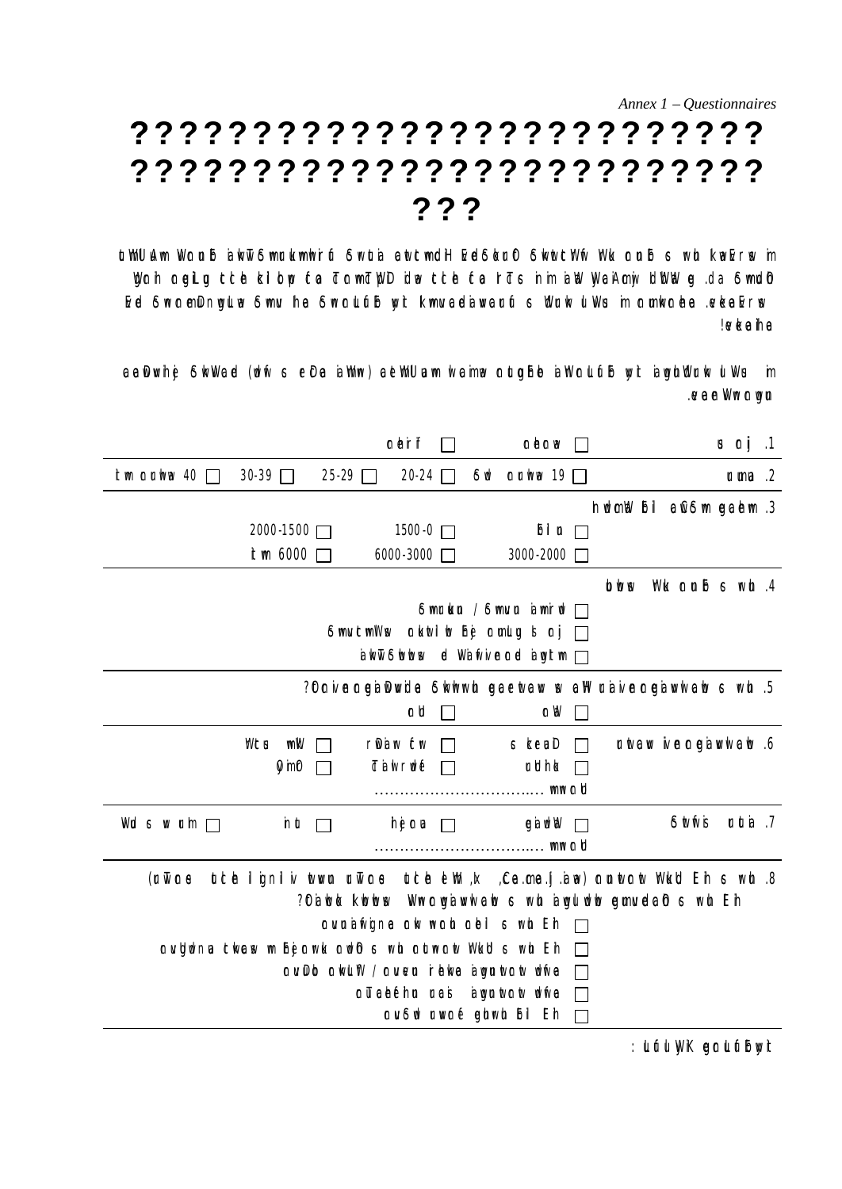# ??????????????????????????? ??????????????????????????? ???

.1 ☐ ☐

.2 ☐ 19 ☐ 20-24 ☐ 25-29 ☐ 30-39 ☐ 40

.3

☐ ☐ 1500-0 ☐ 2000-1500

☐ 3000-2000 ☐ 6000-3000 ☐ 6000

.4

☐

☐

☐

.5

☐ ☐

.6 ☐ ☐ ☐

☐ ☐ ☐

……………………………

.7 ☐ ☐ ☐ ☐

……………………………

.8

☐

☐

☐

☐

☐